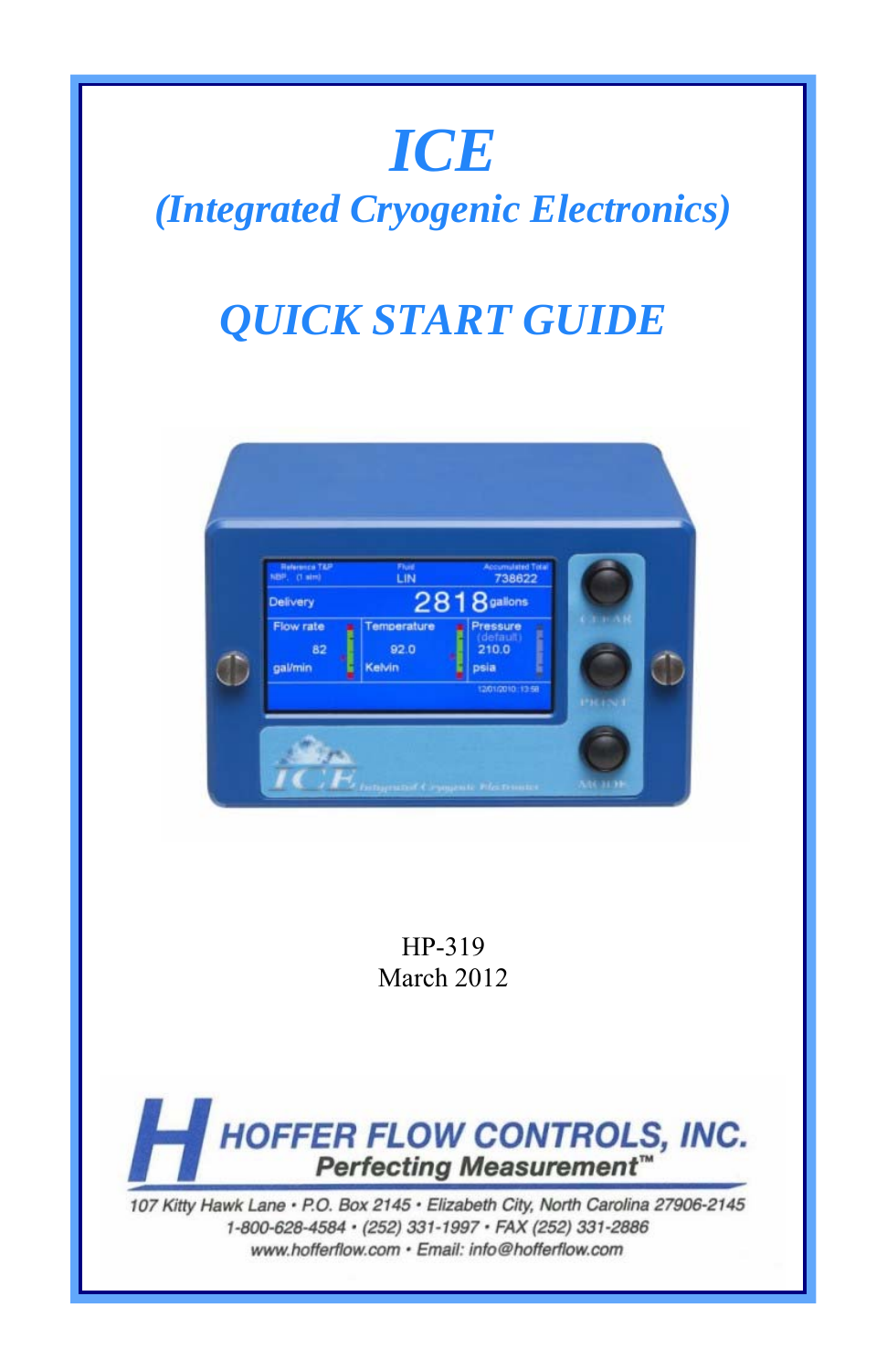# *ICE*

## *(Integrated Cryogenic Electronics)*

## *QUICK START GUIDE*

HP-319
March 2012

**HOFFER FLOW CONTROLS, INC.**
*Perfecting Measurement™*

*107 Kitty Hawk Lane • P.O. Box 2145 • Elizabeth City, North Carolina 27906-2145*
*1-800-628-4584 • (252) 331-1997 • FAX (252) 331-2886*
*www.hofferflow.com • Email: info@hofferflow.com*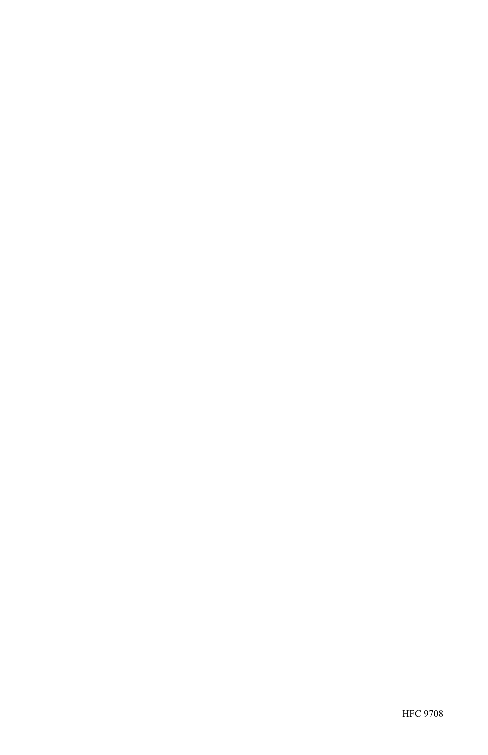HFC 9708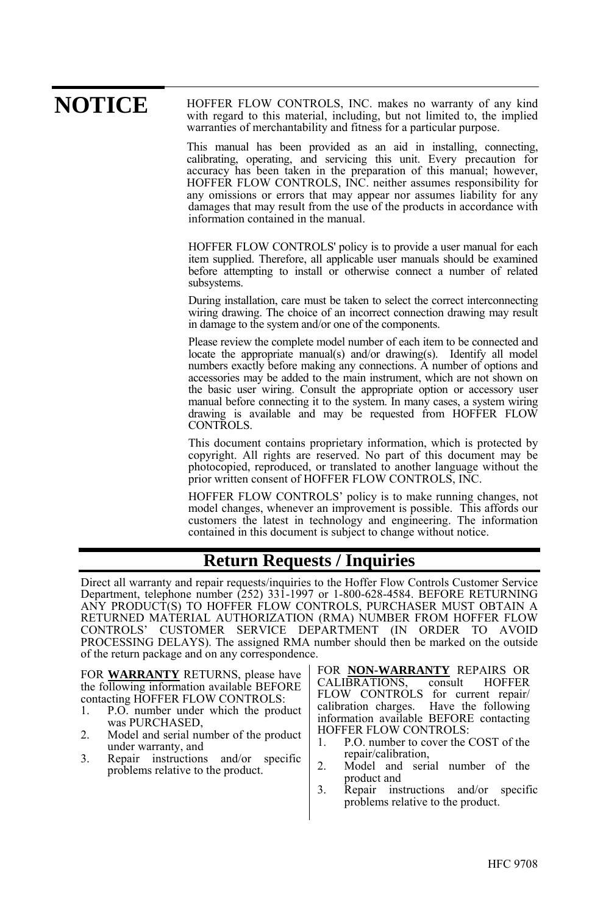# NOTICE

HOFFER FLOW CONTROLS, INC. makes no warranty of any kind with regard to this material, including, but not limited to, the implied warranties of merchantability and fitness for a particular purpose.

This manual has been provided as an aid in installing, connecting, calibrating, operating, and servicing this unit. Every precaution for accuracy has been taken in the preparation of this manual; however, HOFFER FLOW CONTROLS, INC. neither assumes responsibility for any omissions or errors that may appear nor assumes liability for any damages that may result from the use of the products in accordance with information contained in the manual.

HOFFER FLOW CONTROLS' policy is to provide a user manual for each item supplied. Therefore, all applicable user manuals should be examined before attempting to install or otherwise connect a number of related subsystems.

During installation, care must be taken to select the correct interconnecting wiring drawing. The choice of an incorrect connection drawing may result in damage to the system and/or one of the components.

Please review the complete model number of each item to be connected and locate the appropriate manual(s) and/or drawing(s). Identify all model numbers exactly before making any connections. A number of options and accessories may be added to the main instrument, which are not shown on the basic user wiring. Consult the appropriate option or accessory user manual before connecting it to the system. In many cases, a system wiring drawing is available and may be requested from HOFFER FLOW CONTROLS.

This document contains proprietary information, which is protected by copyright. All rights are reserved. No part of this document may be photocopied, reproduced, or translated to another language without the prior written consent of HOFFER FLOW CONTROLS, INC.

HOFFER FLOW CONTROLS' policy is to make running changes, not model changes, whenever an improvement is possible. This affords our customers the latest in technology and engineering. The information contained in this document is subject to change without notice.

## Return Requests / Inquiries

Direct all warranty and repair requests/inquiries to the Hoffer Flow Controls Customer Service Department, telephone number (252) 331-1997 or 1-800-628-4584. BEFORE RETURNING ANY PRODUCT(S) TO HOFFER FLOW CONTROLS, PURCHASER MUST OBTAIN A RETURNED MATERIAL AUTHORIZATION (RMA) NUMBER FROM HOFFER FLOW CONTROLS' CUSTOMER SERVICE DEPARTMENT (IN ORDER TO AVOID PROCESSING DELAYS). The assigned RMA number should then be marked on the outside of the return package and on any correspondence.

FOR **WARRANTY** RETURNS, please have the following information available BEFORE contacting HOFFER FLOW CONTROLS:

1. P.O. number under which the product was PURCHASED,
2. Model and serial number of the product under warranty, and
3. Repair instructions and/or specific problems relative to the product.

FOR **NON-WARRANTY** REPAIRS OR CALIBRATIONS, consult HOFFER FLOW CONTROLS for current repair/ calibration charges. Have the following information available BEFORE contacting HOFFER FLOW CONTROLS:

1. P.O. number to cover the COST of the repair/calibration,
2. Model and serial number of the product and
3. Repair instructions and/or specific problems relative to the product.

HFC 9708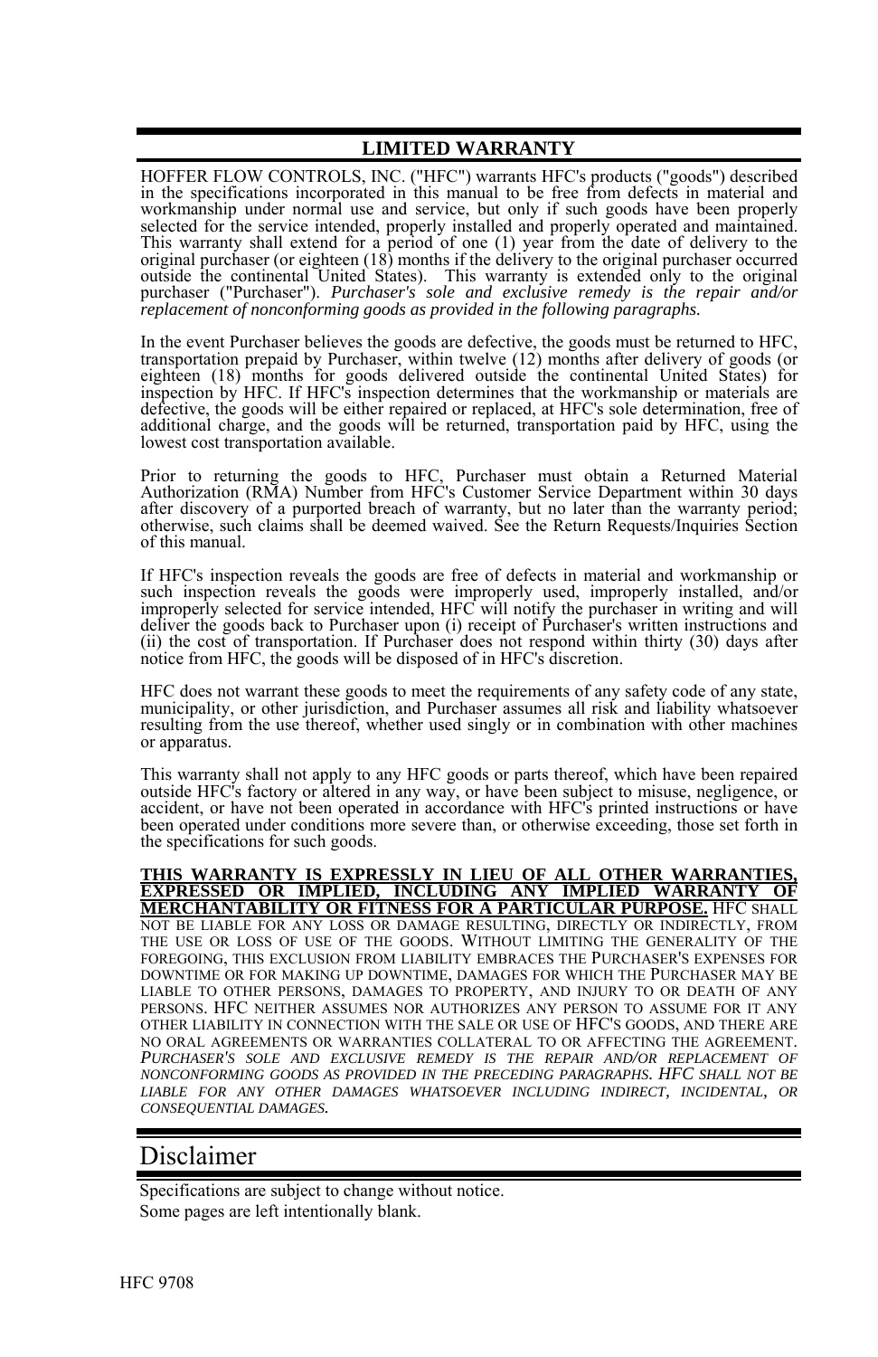## LIMITED WARRANTY

HOFFER FLOW CONTROLS, INC. ("HFC") warrants HFC's products ("goods") described in the specifications incorporated in this manual to be free from defects in material and workmanship under normal use and service, but only if such goods have been properly selected for the service intended, properly installed and properly operated and maintained. This warranty shall extend for a period of one (1) year from the date of delivery to the original purchaser (or eighteen (18) months if the delivery to the original purchaser occurred outside the continental United States). This warranty is extended only to the original purchaser ("Purchaser"). *Purchaser's sole and exclusive remedy is the repair and/or replacement of nonconforming goods as provided in the following paragraphs.*

In the event Purchaser believes the goods are defective, the goods must be returned to HFC, transportation prepaid by Purchaser, within twelve (12) months after delivery of goods (or eighteen (18) months for goods delivered outside the continental United States) for inspection by HFC. If HFC's inspection determines that the workmanship or materials are defective, the goods will be either repaired or replaced, at HFC's sole determination, free of additional charge, and the goods will be returned, transportation paid by HFC, using the lowest cost transportation available.

Prior to returning the goods to HFC, Purchaser must obtain a Returned Material Authorization (RMA) Number from HFC's Customer Service Department within 30 days after discovery of a purported breach of warranty, but no later than the warranty period; otherwise, such claims shall be deemed waived. See the Return Requests/Inquiries Section of this manual.

If HFC's inspection reveals the goods are free of defects in material and workmanship or such inspection reveals the goods were improperly used, improperly installed, and/or improperly selected for service intended, HFC will notify the purchaser in writing and will deliver the goods back to Purchaser upon (i) receipt of Purchaser's written instructions and (ii) the cost of transportation. If Purchaser does not respond within thirty (30) days after notice from HFC, the goods will be disposed of in HFC's discretion.

HFC does not warrant these goods to meet the requirements of any safety code of any state, municipality, or other jurisdiction, and Purchaser assumes all risk and liability whatsoever resulting from the use thereof, whether used singly or in combination with other machines or apparatus.

This warranty shall not apply to any HFC goods or parts thereof, which have been repaired outside HFC's factory or altered in any way, or have been subject to misuse, negligence, or accident, or have not been operated in accordance with HFC's printed instructions or have been operated under conditions more severe than, or otherwise exceeding, those set forth in the specifications for such goods.

**THIS WARRANTY IS EXPRESSLY IN LIEU OF ALL OTHER WARRANTIES, EXPRESSED OR IMPLIED, INCLUDING ANY IMPLIED WARRANTY OF MERCHANTABILITY OR FITNESS FOR A PARTICULAR PURPOSE.** HFC SHALL NOT BE LIABLE FOR ANY LOSS OR DAMAGE RESULTING, DIRECTLY OR INDIRECTLY, FROM THE USE OR LOSS OF USE OF THE GOODS. WITHOUT LIMITING THE GENERALITY OF THE FOREGOING, THIS EXCLUSION FROM LIABILITY EMBRACES THE PURCHASER'S EXPENSES FOR DOWNTIME OR FOR MAKING UP DOWNTIME, DAMAGES FOR WHICH THE PURCHASER MAY BE LIABLE TO OTHER PERSONS, DAMAGES TO PROPERTY, AND INJURY TO OR DEATH OF ANY PERSONS. HFC NEITHER ASSUMES NOR AUTHORIZES ANY PERSON TO ASSUME FOR IT ANY OTHER LIABILITY IN CONNECTION WITH THE SALE OR USE OF HFC'S GOODS, AND THERE ARE NO ORAL AGREEMENTS OR WARRANTIES COLLATERAL TO OR AFFECTING THE AGREEMENT. *PURCHASER'S SOLE AND EXCLUSIVE REMEDY IS THE REPAIR AND/OR REPLACEMENT OF NONCONFORMING GOODS AS PROVIDED IN THE PRECEDING PARAGRAPHS. HFC SHALL NOT BE LIABLE FOR ANY OTHER DAMAGES WHATSOEVER INCLUDING INDIRECT, INCIDENTAL, OR CONSEQUENTIAL DAMAGES.*

# Disclaimer

Specifications are subject to change without notice.
Some pages are left intentionally blank.

HFC 9708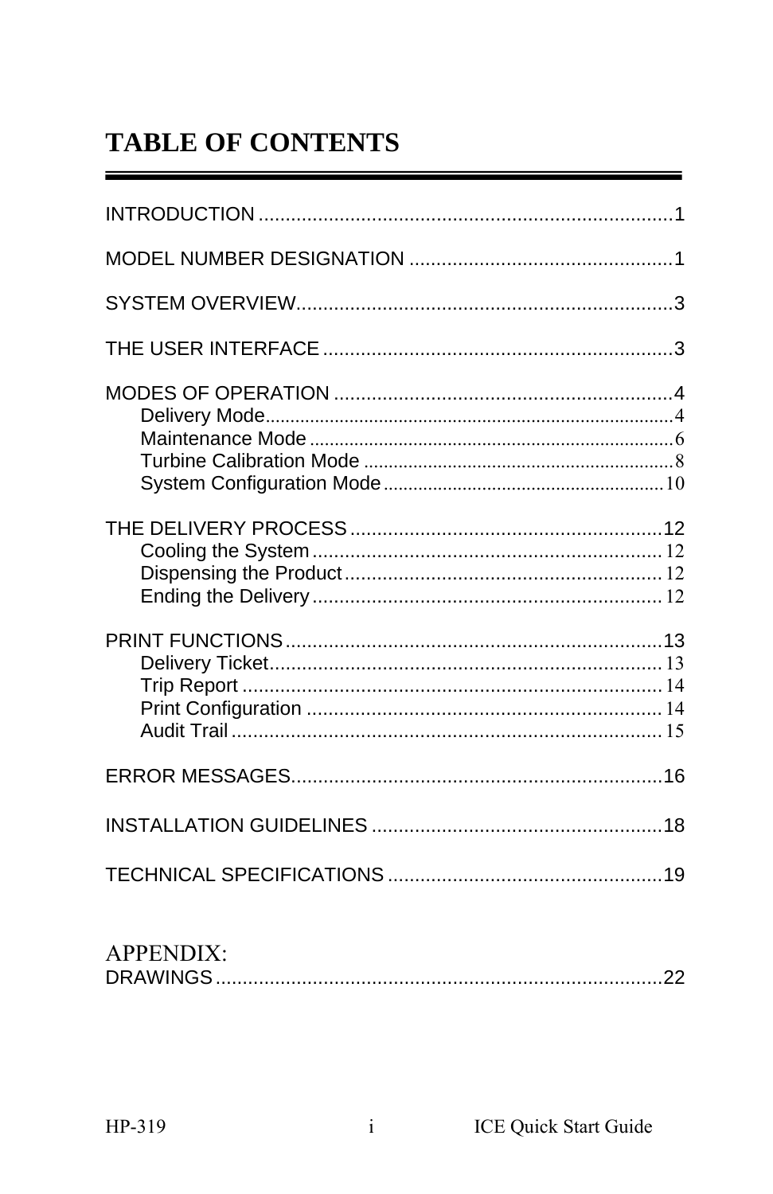# TABLE OF CONTENTS

INTRODUCTION .......................................................................... 1

MODEL NUMBER DESIGNATION ................................................. 1

SYSTEM OVERVIEW ..................................................................... 3

THE USER INTERFACE ................................................................. 3

MODES OF OPERATION ............................................................... 4
- Delivery Mode ............................................................................ 4
- Maintenance Mode ...................................................................... 6
- Turbine Calibration Mode ............................................................ 8
- System Configuration Mode ........................................................ 10

THE DELIVERY PROCESS ............................................................ 12
- Cooling the System .................................................................... 12
- Dispensing the Product ............................................................... 12
- Ending the Delivery .................................................................... 12

PRINT FUNCTIONS ...................................................................... 13
- Delivery Ticket ........................................................................... 13
- Trip Report ................................................................................ 14
- Print Configuration ..................................................................... 14
- Audit Trail ................................................................................. 15

ERROR MESSAGES ..................................................................... 16

INSTALLATION GUIDELINES ...................................................... 18

TECHNICAL SPECIFICATIONS .................................................... 19

APPENDIX:

DRAWINGS ................................................................................ 22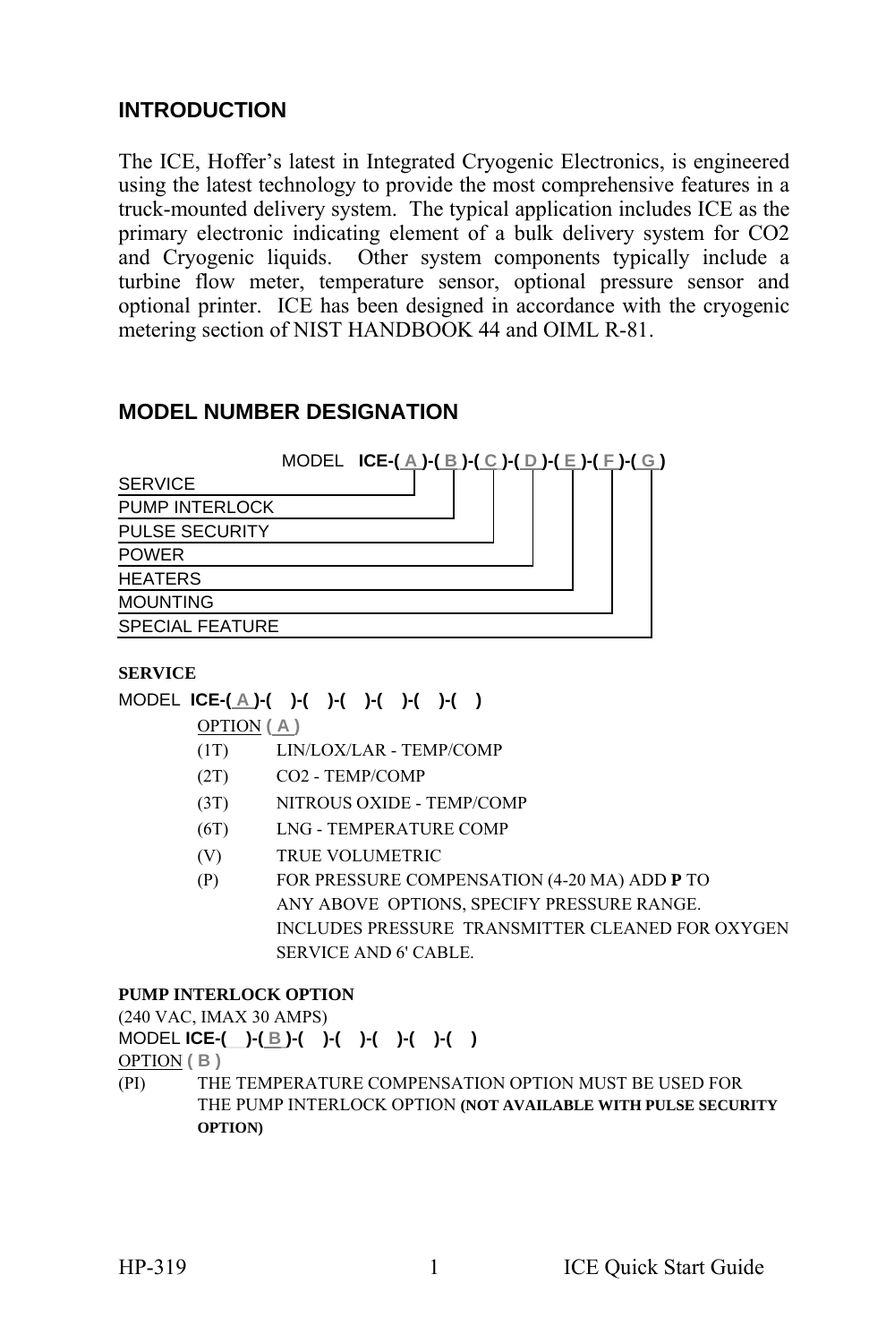## INTRODUCTION

The ICE, Hoffer's latest in Integrated Cryogenic Electronics, is engineered using the latest technology to provide the most comprehensive features in a truck-mounted delivery system. The typical application includes ICE as the primary electronic indicating element of a bulk delivery system for CO2 and Cryogenic liquids. Other system components typically include a turbine flow meter, temperature sensor, optional pressure sensor and optional printer. ICE has been designed in accordance with the cryogenic metering section of NIST HANDBOOK 44 and OIML R-81.

## MODEL NUMBER DESIGNATION

MODEL **ICE-( A )-( B )-( C )-( D )-( E )-( F )-( G )**

- SERVICE (A)
- PUMP INTERLOCK (B)
- PULSE SECURITY (C)
- POWER (D)
- HEATERS (E)
- MOUNTING (F)
- SPECIAL FEATURE (G)

**SERVICE**

MODEL **ICE-( A )-( )-( )-( )-( )-( )-( )**

OPTION **( A )**

| | |
|---|---|
| (1T) | LIN/LOX/LAR - TEMP/COMP |
| (2T) | CO2 - TEMP/COMP |
| (3T) | NITROUS OXIDE - TEMP/COMP |
| (6T) | LNG - TEMPERATURE COMP |
| (V) | TRUE VOLUMETRIC |
| (P) | FOR PRESSURE COMPENSATION (4-20 MA) ADD **P** TO ANY ABOVE OPTIONS, SPECIFY PRESSURE RANGE. INCLUDES PRESSURE TRANSMITTER CLEANED FOR OXYGEN SERVICE AND 6' CABLE. |

**PUMP INTERLOCK OPTION**

(240 VAC, IMAX 30 AMPS)

MODEL **ICE-( )-( B )-( )-( )-( )-( )-( )**

OPTION **( B )**

(PI) THE TEMPERATURE COMPENSATION OPTION MUST BE USED FOR THE PUMP INTERLOCK OPTION **(NOT AVAILABLE WITH PULSE SECURITY OPTION)**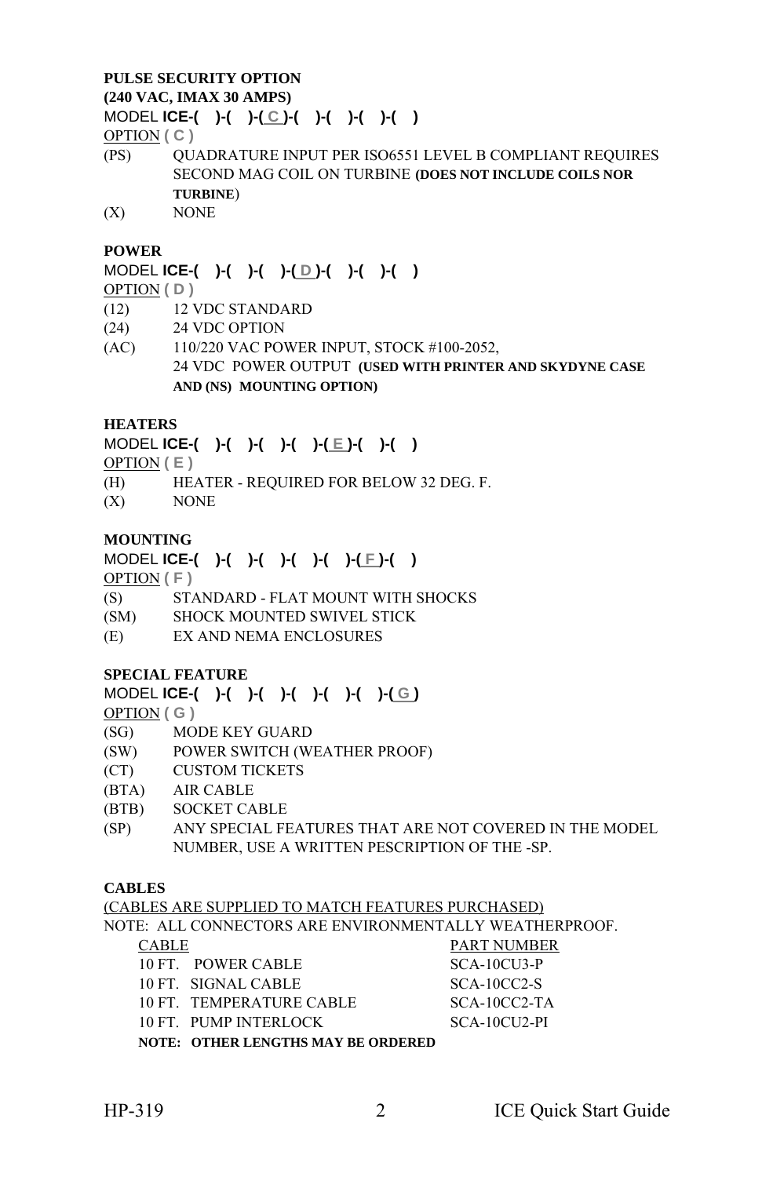**PULSE SECURITY OPTION**
**(240 VAC, IMAX 30 AMPS)**

MODEL **ICE-(   )-(   )-( C )-(   )-(   )-(   )-(   )**

OPTION **( C )**

(PS) QUADRATURE INPUT PER ISO6551 LEVEL B COMPLIANT REQUIRES SECOND MAG COIL ON TURBINE **(DOES NOT INCLUDE COILS NOR TURBINE)**

(X) NONE

**POWER**

MODEL **ICE-(   )-(   )-(   )-( D )-(   )-(   )-(   )**

OPTION **( D )**

(12) 12 VDC STANDARD

(24) 24 VDC OPTION

(AC) 110/220 VAC POWER INPUT, STOCK #100-2052, 24 VDC POWER OUTPUT **(USED WITH PRINTER AND SKYDYNE CASE AND (NS) MOUNTING OPTION)**

**HEATERS**

MODEL **ICE-(   )-(   )-(   )-(   )-( E )-(   )-(   )**

OPTION **( E )**

(H) HEATER - REQUIRED FOR BELOW 32 DEG. F.

(X) NONE

**MOUNTING**

MODEL **ICE-(   )-(   )-(   )-(   )-(   )-( F )-(   )**

OPTION **( F )**

(S) STANDARD - FLAT MOUNT WITH SHOCKS

(SM) SHOCK MOUNTED SWIVEL STICK

(E) EX AND NEMA ENCLOSURES

**SPECIAL FEATURE**

MODEL **ICE-(   )-(   )-(   )-(   )-(   )-(   )-( G )**

OPTION **( G )**

(SG) MODE KEY GUARD

(SW) POWER SWITCH (WEATHER PROOF)

(CT) CUSTOM TICKETS

(BTA) AIR CABLE

(BTB) SOCKET CABLE

(SP) ANY SPECIAL FEATURES THAT ARE NOT COVERED IN THE MODEL NUMBER, USE A WRITTEN PESCRIPTION OF THE -SP.

**CABLES**

(CABLES ARE SUPPLIED TO MATCH FEATURES PURCHASED)

NOTE: ALL CONNECTORS ARE ENVIRONMENTALLY WEATHERPROOF.

| CABLE | PART NUMBER |
|---|---|
| 10 FT. POWER CABLE | SCA-10CU3-P |
| 10 FT. SIGNAL CABLE | SCA-10CC2-S |
| 10 FT. TEMPERATURE CABLE | SCA-10CC2-TA |
| 10 FT. PUMP INTERLOCK | SCA-10CU2-PI |

**NOTE: OTHER LENGTHS MAY BE ORDERED**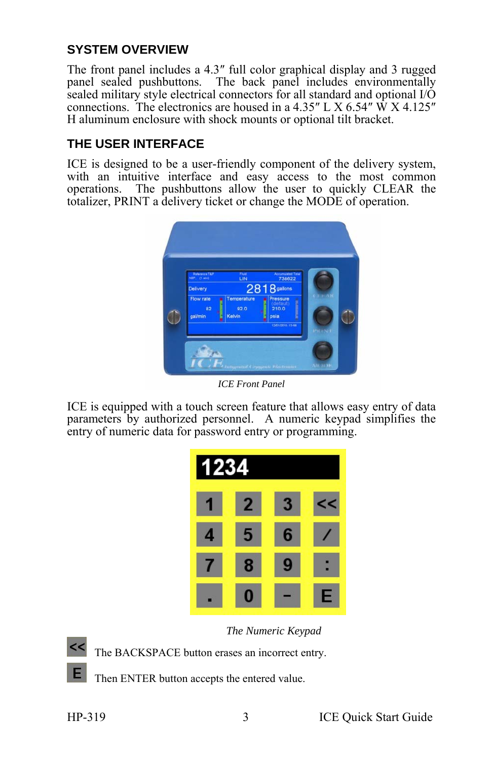## SYSTEM OVERVIEW

The front panel includes a 4.3″ full color graphical display and 3 rugged panel sealed pushbuttons. The back panel includes environmentally sealed military style electrical connectors for all standard and optional I/O connections. The electronics are housed in a 4.35″ L X 6.54″ W X 4.125″ H aluminum enclosure with shock mounts or optional tilt bracket.

## THE USER INTERFACE

ICE is designed to be a user-friendly component of the delivery system, with an intuitive interface and easy access to the most common operations. The pushbuttons allow the user to quickly CLEAR the totalizer, PRINT a delivery ticket or change the MODE of operation.

*ICE Front Panel*

ICE is equipped with a touch screen feature that allows easy entry of data parameters by authorized personnel. A numeric keypad simplifies the entry of numeric data for password entry or programming.

*The Numeric Keypad*

<< The BACKSPACE button erases an incorrect entry.

E Then ENTER button accepts the entered value.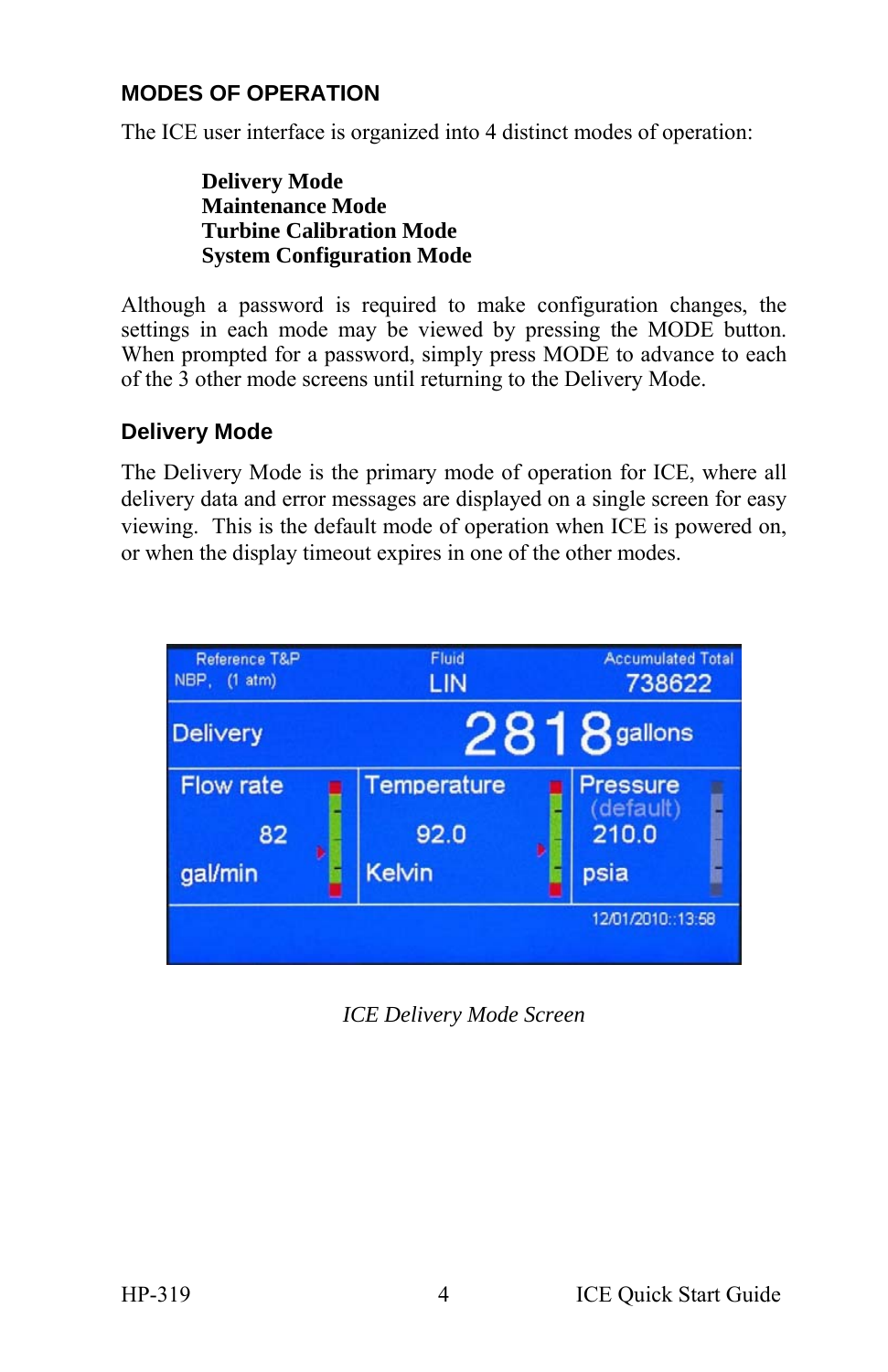## MODES OF OPERATION

The ICE user interface is organized into 4 distinct modes of operation:

> **Delivery Mode**
> **Maintenance Mode**
> **Turbine Calibration Mode**
> **System Configuration Mode**

Although a password is required to make configuration changes, the settings in each mode may be viewed by pressing the MODE button. When prompted for a password, simply press MODE to advance to each of the 3 other mode screens until returning to the Delivery Mode.

### Delivery Mode

The Delivery Mode is the primary mode of operation for ICE, where all delivery data and error messages are displayed on a single screen for easy viewing. This is the default mode of operation when ICE is powered on, or when the display timeout expires in one of the other modes.

*ICE Delivery Mode Screen*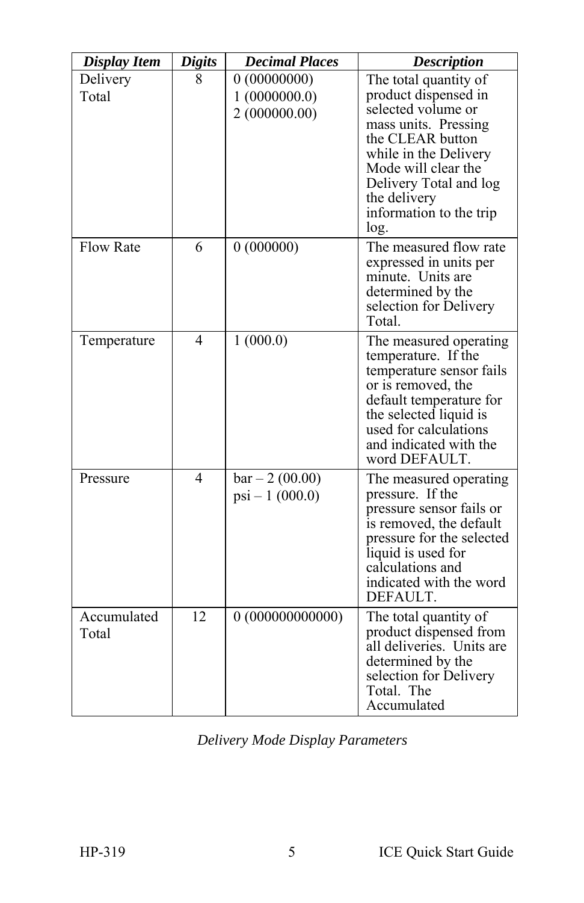| *Display Item* | *Digits* | *Decimal Places* | *Description* |
|---|---|---|---|
| Delivery Total | 8 | 0 (00000000)<br>1 (0000000.0)<br>2 (000000.00) | The total quantity of product dispensed in selected volume or mass units. Pressing the CLEAR button while in the Delivery Mode will clear the Delivery Total and log the delivery information to the trip log. |
| Flow Rate | 6 | 0 (000000) | The measured flow rate expressed in units per minute. Units are determined by the selection for Delivery Total. |
| Temperature | 4 | 1 (000.0) | The measured operating temperature. If the temperature sensor fails or is removed, the default temperature for the selected liquid is used for calculations and indicated with the word DEFAULT. |
| Pressure | 4 | bar – 2 (00.00)<br>psi – 1 (000.0) | The measured operating pressure. If the pressure sensor fails or is removed, the default pressure for the selected liquid is used for calculations and indicated with the word DEFAULT. |
| Accumulated Total | 12 | 0 (000000000000) | The total quantity of product dispensed from all deliveries. Units are determined by the selection for Delivery Total. The Accumulated |

*Delivery Mode Display Parameters*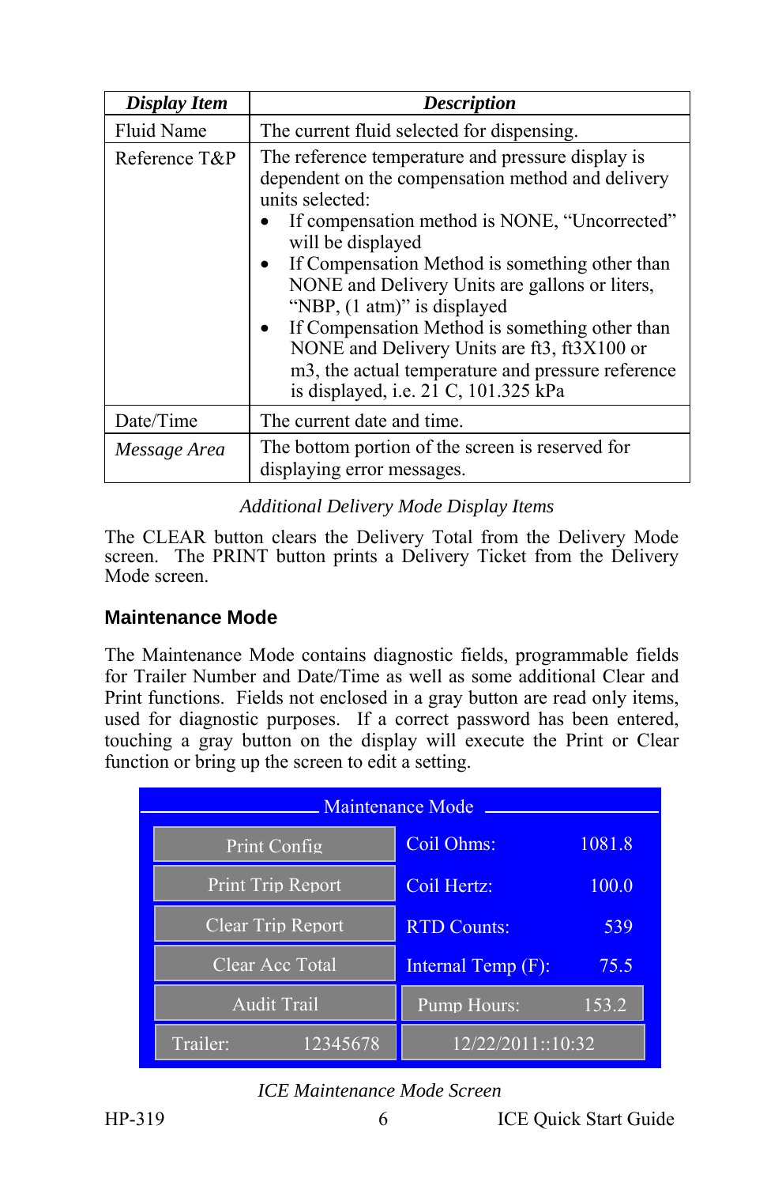| *Display Item* | *Description* |
|---|---|
| Fluid Name | The current fluid selected for dispensing. |
| Reference T&P | The reference temperature and pressure display is dependent on the compensation method and delivery units selected:<br>• If compensation method is NONE, "Uncorrected" will be displayed<br>• If Compensation Method is something other than NONE and Delivery Units are gallons or liters, "NBP, (1 atm)" is displayed<br>• If Compensation Method is something other than NONE and Delivery Units are ft3, ft3X100 or m3, the actual temperature and pressure reference is displayed, i.e. 21 C, 101.325 kPa |
| Date/Time | The current date and time. |
| *Message Area* | The bottom portion of the screen is reserved for displaying error messages. |

*Additional Delivery Mode Display Items*

The CLEAR button clears the Delivery Total from the Delivery Mode screen. The PRINT button prints a Delivery Ticket from the Delivery Mode screen.

## Maintenance Mode

The Maintenance Mode contains diagnostic fields, programmable fields for Trailer Number and Date/Time as well as some additional Clear and Print functions. Fields not enclosed in a gray button are read only items, used for diagnostic purposes. If a correct password has been entered, touching a gray button on the display will execute the Print or Clear function or bring up the screen to edit a setting.

| Maintenance Mode | |
|---|---|
| Print Config | Coil Ohms: 1081.8 |
| Print Trip Report | Coil Hertz: 100.0 |
| Clear Trip Report | RTD Counts: 539 |
| Clear Acc Total | Internal Temp (F): 75.5 |
| Audit Trail | Pump Hours: 153.2 |
| Trailer: 12345678 | 12/22/2011::10:32 |

*ICE Maintenance Mode Screen*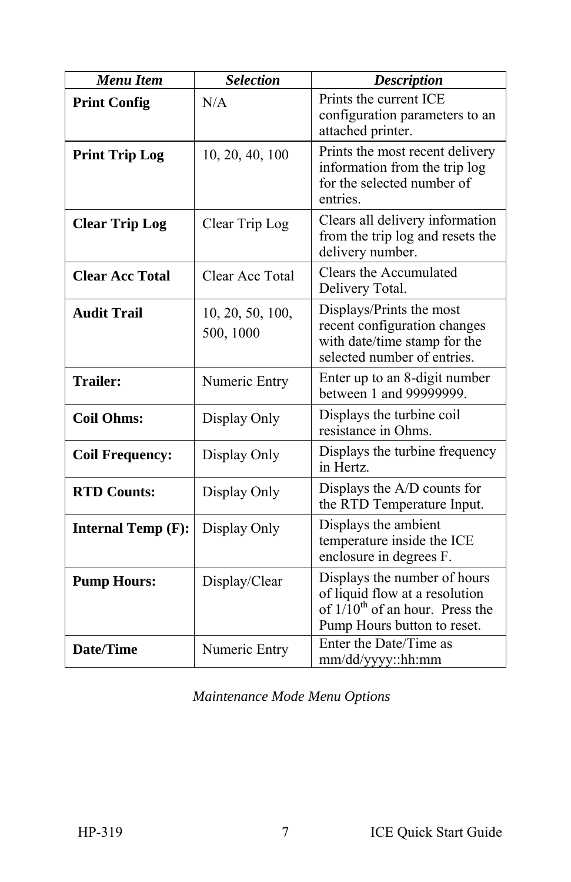| *Menu Item* | *Selection* | *Description* |
|---|---|---|
| **Print Config** | N/A | Prints the current ICE configuration parameters to an attached printer. |
| **Print Trip Log** | 10, 20, 40, 100 | Prints the most recent delivery information from the trip log for the selected number of entries. |
| **Clear Trip Log** | Clear Trip Log | Clears all delivery information from the trip log and resets the delivery number. |
| **Clear Acc Total** | Clear Acc Total | Clears the Accumulated Delivery Total. |
| **Audit Trail** | 10, 20, 50, 100, 500, 1000 | Displays/Prints the most recent configuration changes with date/time stamp for the selected number of entries. |
| **Trailer:** | Numeric Entry | Enter up to an 8-digit number between 1 and 99999999. |
| **Coil Ohms:** | Display Only | Displays the turbine coil resistance in Ohms. |
| **Coil Frequency:** | Display Only | Displays the turbine frequency in Hertz. |
| **RTD Counts:** | Display Only | Displays the A/D counts for the RTD Temperature Input. |
| **Internal Temp (F):** | Display Only | Displays the ambient temperature inside the ICE enclosure in degrees F. |
| **Pump Hours:** | Display/Clear | Displays the number of hours of liquid flow at a resolution of 1/10th of an hour. Press the Pump Hours button to reset. |
| **Date/Time** | Numeric Entry | Enter the Date/Time as mm/dd/yyyy::hh:mm |

*Maintenance Mode Menu Options*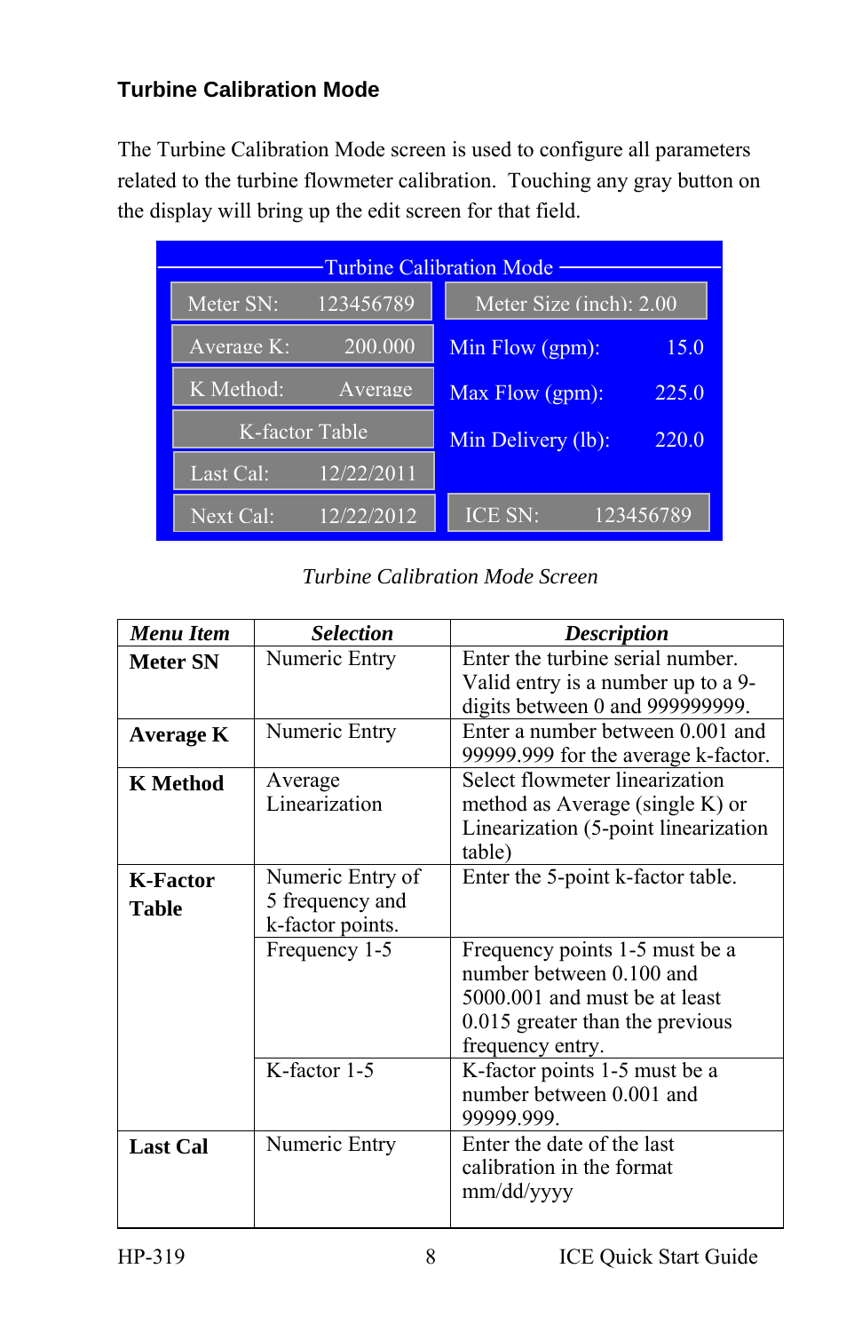### Turbine Calibration Mode

The Turbine Calibration Mode screen is used to configure all parameters related to the turbine flowmeter calibration. Touching any gray button on the display will bring up the edit screen for that field.

| Turbine Calibration Mode | |
|---|---|
| Meter SN: 123456789 | Meter Size (inch): 2.00 |
| Average K: 200.000 | Min Flow (gpm): 15.0 |
| K Method: Average | Max Flow (gpm): 225.0 |
| K-factor Table | Min Delivery (lb): 220.0 |
| Last Cal: 12/22/2011 | |
| Next Cal: 12/22/2012 | ICE SN: 123456789 |

*Turbine Calibration Mode Screen*

| *Menu Item* | *Selection* | *Description* |
|---|---|---|
| **Meter SN** | Numeric Entry | Enter the turbine serial number. Valid entry is a number up to a 9-digits between 0 and 999999999. |
| **Average K** | Numeric Entry | Enter a number between 0.001 and 99999.999 for the average k-factor. |
| **K Method** | Average Linearization | Select flowmeter linearization method as Average (single K) or Linearization (5-point linearization table) |
| **K-Factor Table** | Numeric Entry of 5 frequency and k-factor points. | Enter the 5-point k-factor table. |
| | Frequency 1-5 | Frequency points 1-5 must be a number between 0.100 and 5000.001 and must be at least 0.015 greater than the previous frequency entry. |
| | K-factor 1-5 | K-factor points 1-5 must be a number between 0.001 and 99999.999. |
| **Last Cal** | Numeric Entry | Enter the date of the last calibration in the format mm/dd/yyyy |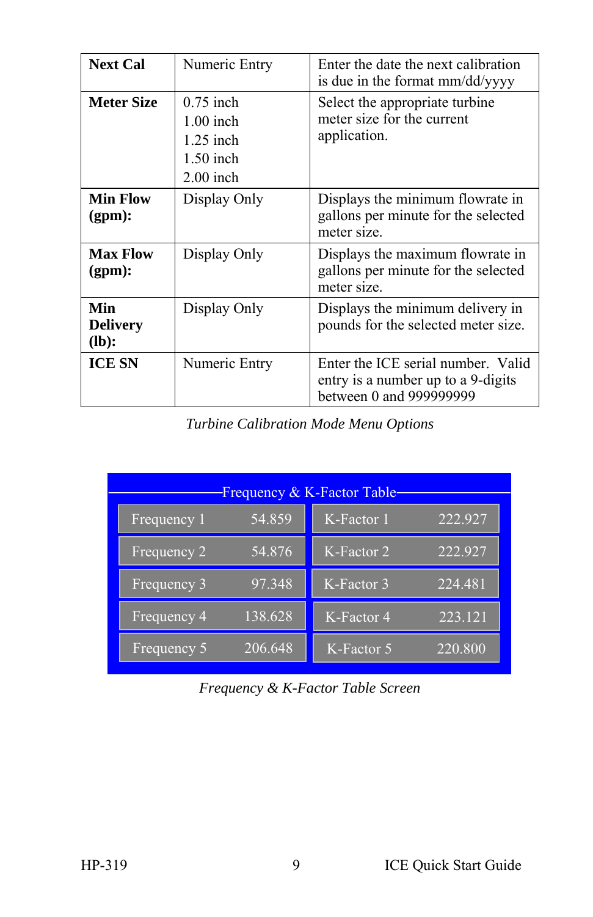| | | |
|---|---|---|
| **Next Cal** | Numeric Entry | Enter the date the next calibration is due in the format mm/dd/yyyy |
| **Meter Size** | 0.75 inch<br>1.00 inch<br>1.25 inch<br>1.50 inch<br>2.00 inch | Select the appropriate turbine meter size for the current application. |
| **Min Flow (gpm):** | Display Only | Displays the minimum flowrate in gallons per minute for the selected meter size. |
| **Max Flow (gpm):** | Display Only | Displays the maximum flowrate in gallons per minute for the selected meter size. |
| **Min Delivery (lb):** | Display Only | Displays the minimum delivery in pounds for the selected meter size. |
| **ICE SN** | Numeric Entry | Enter the ICE serial number. Valid entry is a number up to a 9-digits between 0 and 999999999 |

*Turbine Calibration Mode Menu Options*

Frequency & K-Factor Table

| Frequency | | K-Factor | |
|---|---|---|---|
| Frequency 1 | 54.859 | K-Factor 1 | 222.927 |
| Frequency 2 | 54.876 | K-Factor 2 | 222.927 |
| Frequency 3 | 97.348 | K-Factor 3 | 224.481 |
| Frequency 4 | 138.628 | K-Factor 4 | 223.121 |
| Frequency 5 | 206.648 | K-Factor 5 | 220.800 |

*Frequency & K-Factor Table Screen*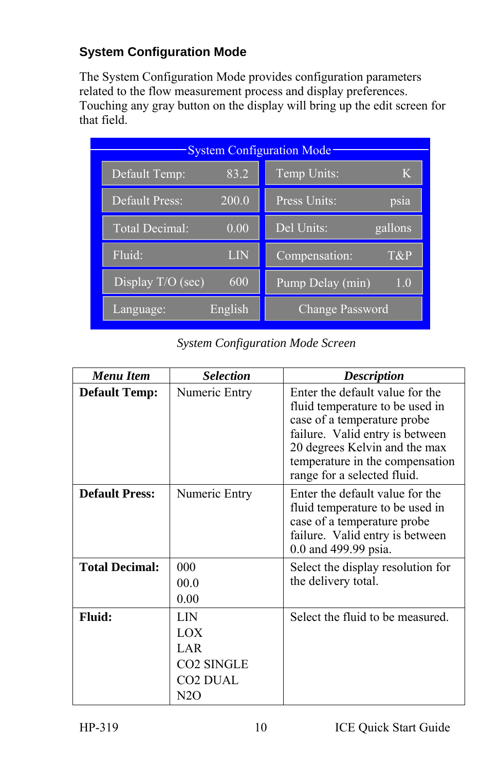## System Configuration Mode

The System Configuration Mode provides configuration parameters related to the flow measurement process and display preferences. Touching any gray button on the display will bring up the edit screen for that field.

| System Configuration Mode | |
|---|---|
| Default Temp: 83.2 | Temp Units: K |
| Default Press: 200.0 | Press Units: psia |
| Total Decimal: 0.00 | Del Units: gallons |
| Fluid: LIN | Compensation: T&P |
| Display T/O (sec) 600 | Pump Delay (min) 1.0 |
| Language: English | Change Password |

*System Configuration Mode Screen*

| *Menu Item* | *Selection* | *Description* |
|---|---|---|
| **Default Temp:** | Numeric Entry | Enter the default value for the fluid temperature to be used in case of a temperature probe failure. Valid entry is between 20 degrees Kelvin and the max temperature in the compensation range for a selected fluid. |
| **Default Press:** | Numeric Entry | Enter the default value for the fluid temperature to be used in case of a temperature probe failure. Valid entry is between 0.0 and 499.99 psia. |
| **Total Decimal:** | 000<br>00.0<br>0.00 | Select the display resolution for the delivery total. |
| **Fluid:** | LIN<br>LOX<br>LAR<br>CO2 SINGLE<br>CO2 DUAL<br>N2O | Select the fluid to be measured. |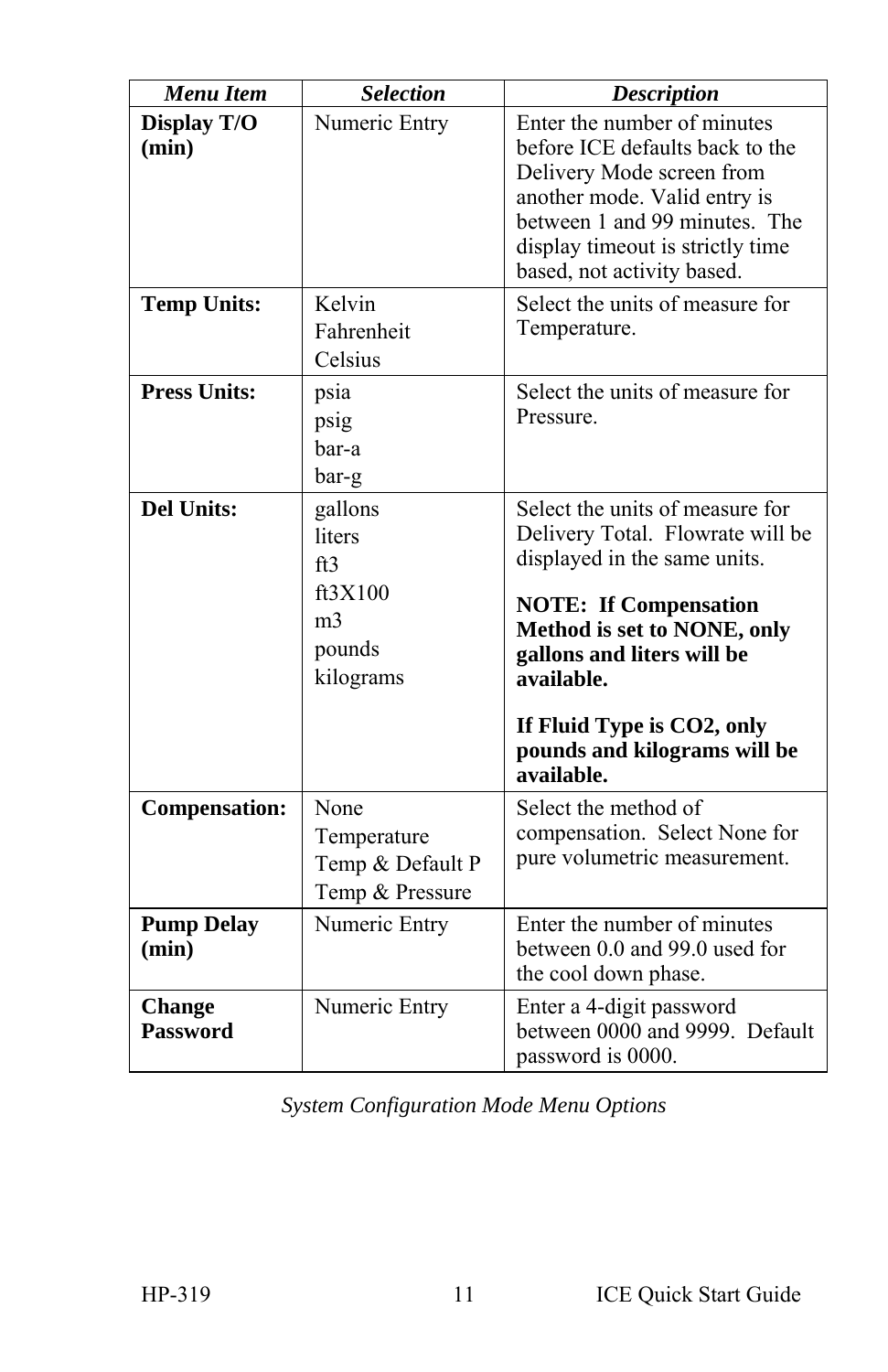| *Menu Item* | *Selection* | *Description* |
| --- | --- | --- |
| **Display T/O (min)** | Numeric Entry | Enter the number of minutes before ICE defaults back to the Delivery Mode screen from another mode. Valid entry is between 1 and 99 minutes. The display timeout is strictly time based, not activity based. |
| **Temp Units:** | Kelvin<br>Fahrenheit<br>Celsius | Select the units of measure for Temperature. |
| **Press Units:** | psia<br>psig<br>bar-a<br>bar-g | Select the units of measure for Pressure. |
| **Del Units:** | gallons<br>liters<br>ft3<br>ft3X100<br>m3<br>pounds<br>kilograms | Select the units of measure for Delivery Total. Flowrate will be displayed in the same units.<br><br>**NOTE: If Compensation Method is set to NONE, only gallons and liters will be available.**<br><br>**If Fluid Type is CO2, only pounds and kilograms will be available.** |
| **Compensation:** | None<br>Temperature<br>Temp & Default P<br>Temp & Pressure | Select the method of compensation. Select None for pure volumetric measurement. |
| **Pump Delay (min)** | Numeric Entry | Enter the number of minutes between 0.0 and 99.0 used for the cool down phase. |
| **Change Password** | Numeric Entry | Enter a 4-digit password between 0000 and 9999. Default password is 0000. |

*System Configuration Mode Menu Options*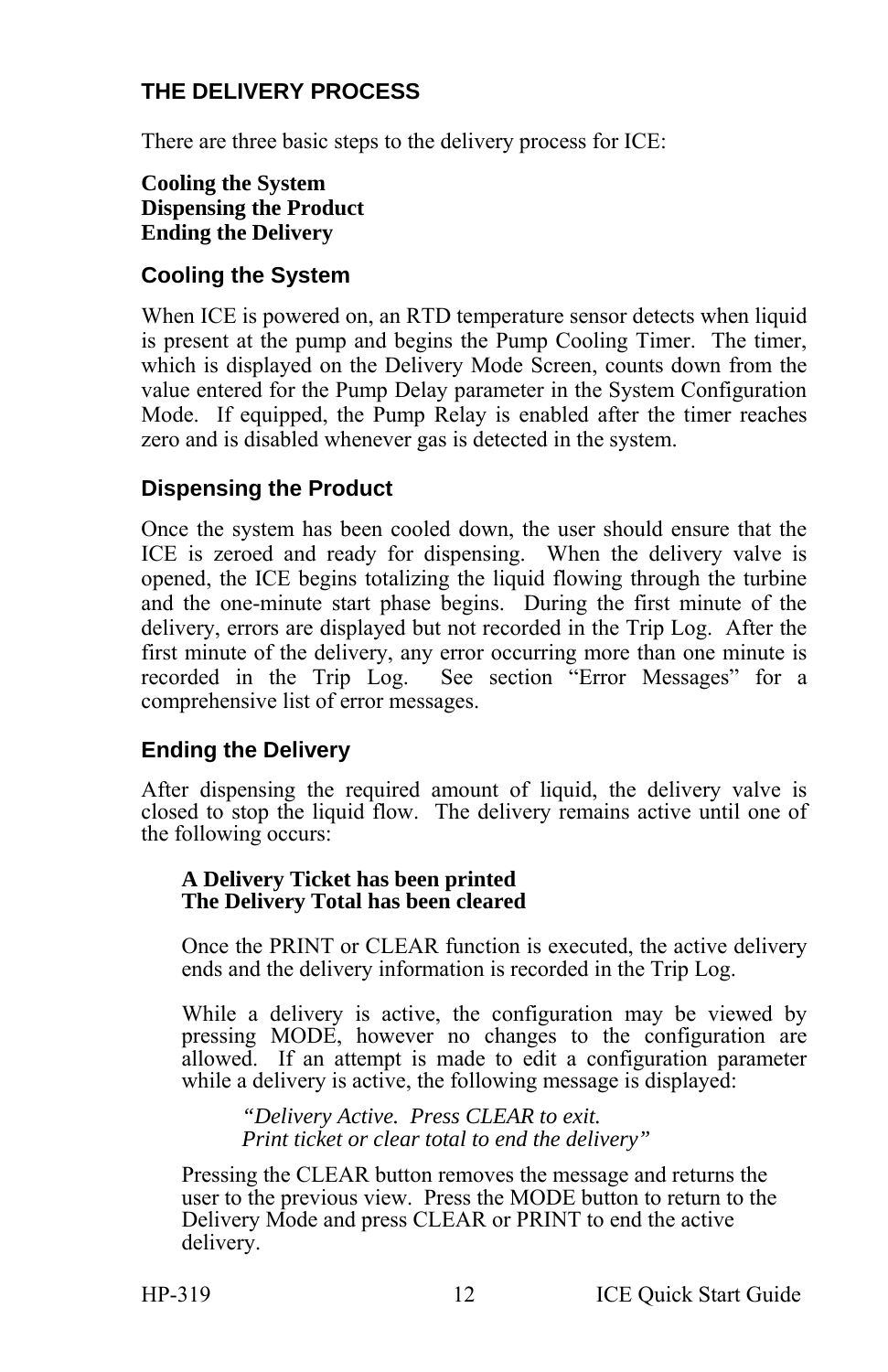## THE DELIVERY PROCESS

There are three basic steps to the delivery process for ICE:

**Cooling the System**
**Dispensing the Product**
**Ending the Delivery**

### Cooling the System

When ICE is powered on, an RTD temperature sensor detects when liquid is present at the pump and begins the Pump Cooling Timer. The timer, which is displayed on the Delivery Mode Screen, counts down from the value entered for the Pump Delay parameter in the System Configuration Mode. If equipped, the Pump Relay is enabled after the timer reaches zero and is disabled whenever gas is detected in the system.

### Dispensing the Product

Once the system has been cooled down, the user should ensure that the ICE is zeroed and ready for dispensing. When the delivery valve is opened, the ICE begins totalizing the liquid flowing through the turbine and the one-minute start phase begins. During the first minute of the delivery, errors are displayed but not recorded in the Trip Log. After the first minute of the delivery, any error occurring more than one minute is recorded in the Trip Log. See section "Error Messages" for a comprehensive list of error messages.

### Ending the Delivery

After dispensing the required amount of liquid, the delivery valve is closed to stop the liquid flow. The delivery remains active until one of the following occurs:

**A Delivery Ticket has been printed**
**The Delivery Total has been cleared**

Once the PRINT or CLEAR function is executed, the active delivery ends and the delivery information is recorded in the Trip Log.

While a delivery is active, the configuration may be viewed by pressing MODE, however no changes to the configuration are allowed. If an attempt is made to edit a configuration parameter while a delivery is active, the following message is displayed:

*"Delivery Active. Press CLEAR to exit.*
*Print ticket or clear total to end the delivery"*

Pressing the CLEAR button removes the message and returns the user to the previous view. Press the MODE button to return to the Delivery Mode and press CLEAR or PRINT to end the active delivery.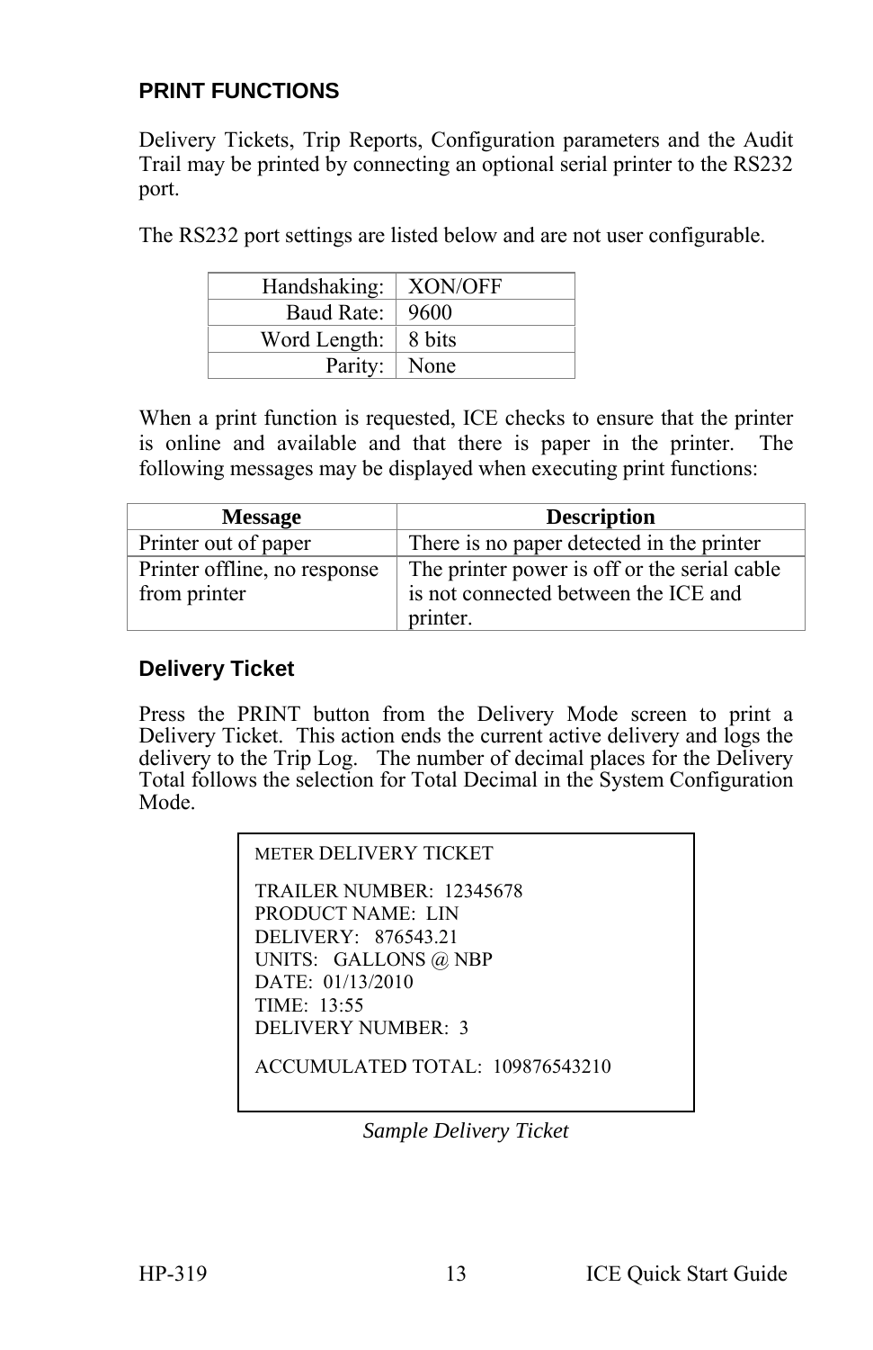## PRINT FUNCTIONS

Delivery Tickets, Trip Reports, Configuration parameters and the Audit Trail may be printed by connecting an optional serial printer to the RS232 port.

The RS232 port settings are listed below and are not user configurable.

| | |
|---:|---|
| Handshaking: | XON/OFF |
| Baud Rate: | 9600 |
| Word Length: | 8 bits |
| Parity: | None |

When a print function is requested, ICE checks to ensure that the printer is online and available and that there is paper in the printer. The following messages may be displayed when executing print functions:

| Message | Description |
|---|---|
| Printer out of paper | There is no paper detected in the printer |
| Printer offline, no response from printer | The printer power is off or the serial cable is not connected between the ICE and printer. |

### Delivery Ticket

Press the PRINT button from the Delivery Mode screen to print a Delivery Ticket. This action ends the current active delivery and logs the delivery to the Trip Log. The number of decimal places for the Delivery Total follows the selection for Total Decimal in the System Configuration Mode.

```
METER DELIVERY TICKET

TRAILER NUMBER:  12345678
PRODUCT NAME:  LIN
DELIVERY:   876543.21
UNITS:   GALLONS @ NBP
DATE:  01/13/2010
TIME:  13:55
DELIVERY NUMBER:  3

ACCUMULATED TOTAL:  109876543210
```

*Sample Delivery Ticket*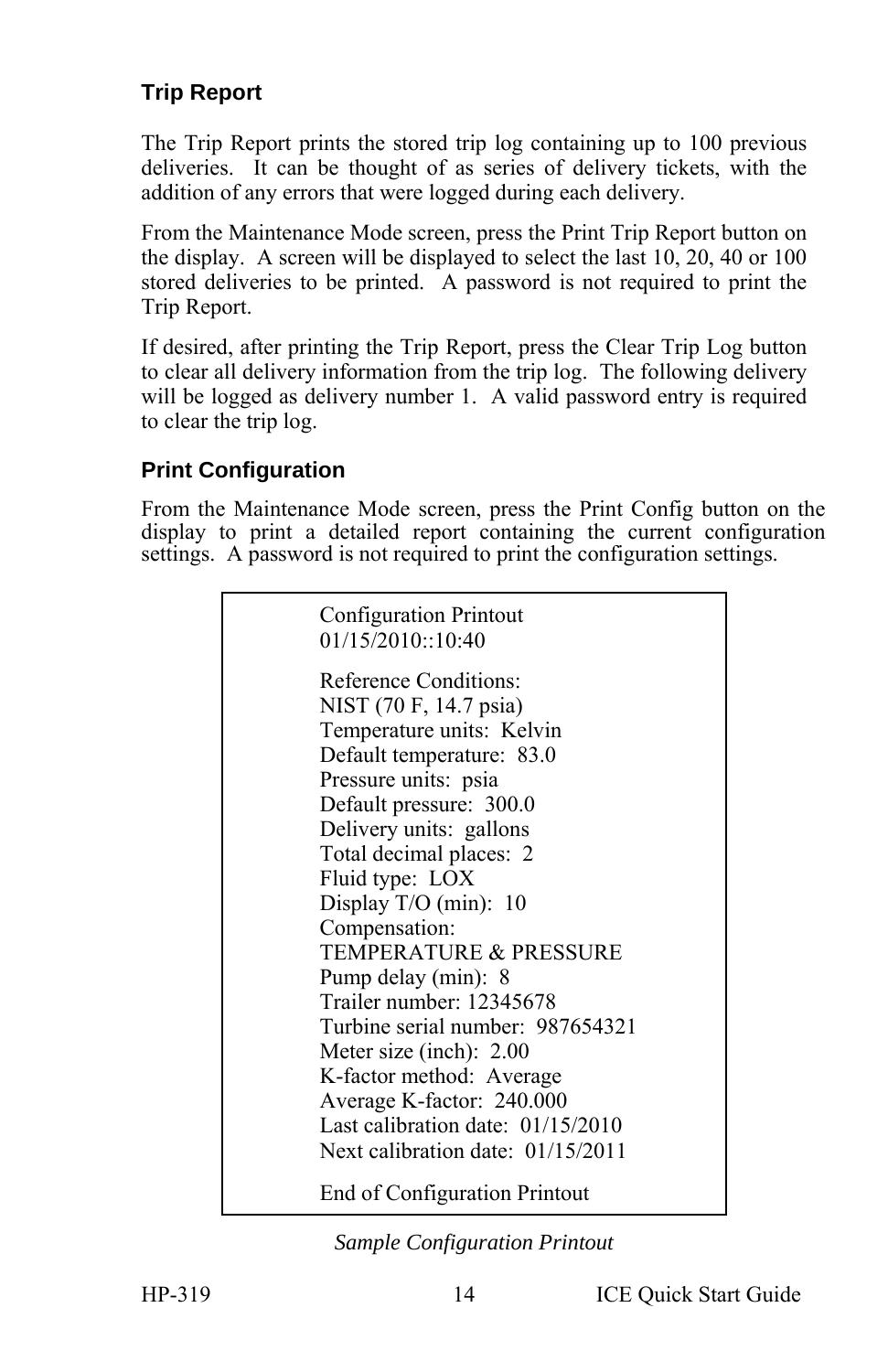### Trip Report

The Trip Report prints the stored trip log containing up to 100 previous deliveries. It can be thought of as series of delivery tickets, with the addition of any errors that were logged during each delivery.

From the Maintenance Mode screen, press the Print Trip Report button on the display. A screen will be displayed to select the last 10, 20, 40 or 100 stored deliveries to be printed. A password is not required to print the Trip Report.

If desired, after printing the Trip Report, press the Clear Trip Log button to clear all delivery information from the trip log. The following delivery will be logged as delivery number 1. A valid password entry is required to clear the trip log.

### Print Configuration

From the Maintenance Mode screen, press the Print Config button on the display to print a detailed report containing the current configuration settings. A password is not required to print the configuration settings.

```
Configuration Printout
01/15/2010::10:40

Reference Conditions:
NIST (70 F, 14.7 psia)
Temperature units:  Kelvin
Default temperature:  83.0
Pressure units:  psia
Default pressure:  300.0
Delivery units:  gallons
Total decimal places:  2
Fluid type:  LOX
Display T/O (min):  10
Compensation:
TEMPERATURE & PRESSURE
Pump delay (min):  8
Trailer number: 12345678
Turbine serial number:  987654321
Meter size (inch):  2.00
K-factor method:  Average
Average K-factor:  240.000
Last calibration date:  01/15/2010
Next calibration date:  01/15/2011

End of Configuration Printout
```

*Sample Configuration Printout*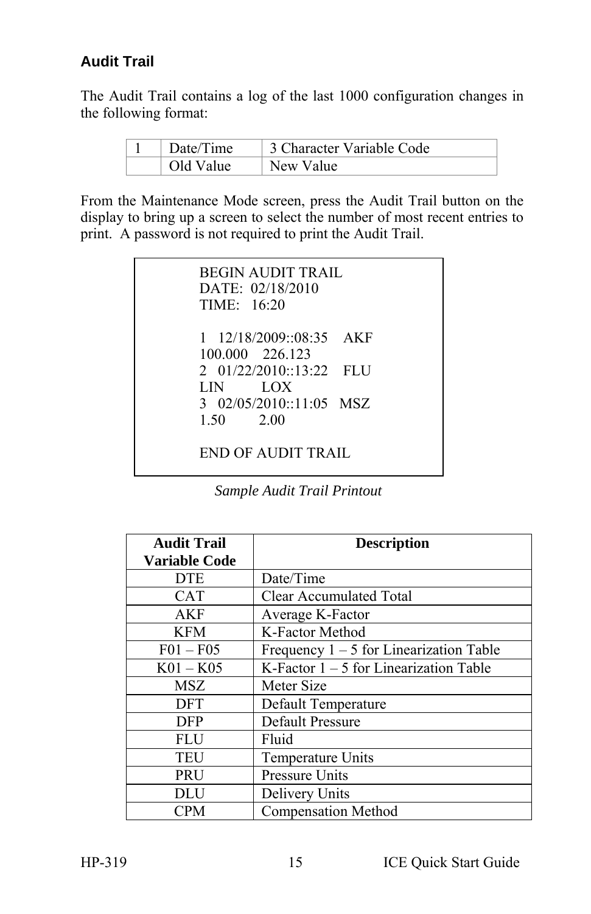### Audit Trail

The Audit Trail contains a log of the last 1000 configuration changes in the following format:

| 1 | Date/Time | 3 Character Variable Code |
|---|---|---|
| | Old Value | New Value |

From the Maintenance Mode screen, press the Audit Trail button on the display to bring up a screen to select the number of most recent entries to print. A password is not required to print the Audit Trail.

```
BEGIN AUDIT TRAIL
DATE:  02/18/2010
TIME:   16:20

1   12/18/2009::08:35    AKF
100.000    226.123
2   01/22/2010::13:22    FLU
LIN          LOX
3   02/05/2010::11:05   MSZ
1.50         2.00

END OF AUDIT TRAIL
```

*Sample Audit Trail Printout*

| Audit Trail Variable Code | Description |
|---|---|
| DTE | Date/Time |
| CAT | Clear Accumulated Total |
| AKF | Average K-Factor |
| KFM | K-Factor Method |
| F01 – F05 | Frequency 1 – 5 for Linearization Table |
| K01 – K05 | K-Factor 1 – 5 for Linearization Table |
| MSZ | Meter Size |
| DFT | Default Temperature |
| DFP | Default Pressure |
| FLU | Fluid |
| TEU | Temperature Units |
| PRU | Pressure Units |
| DLU | Delivery Units |
| CPM | Compensation Method |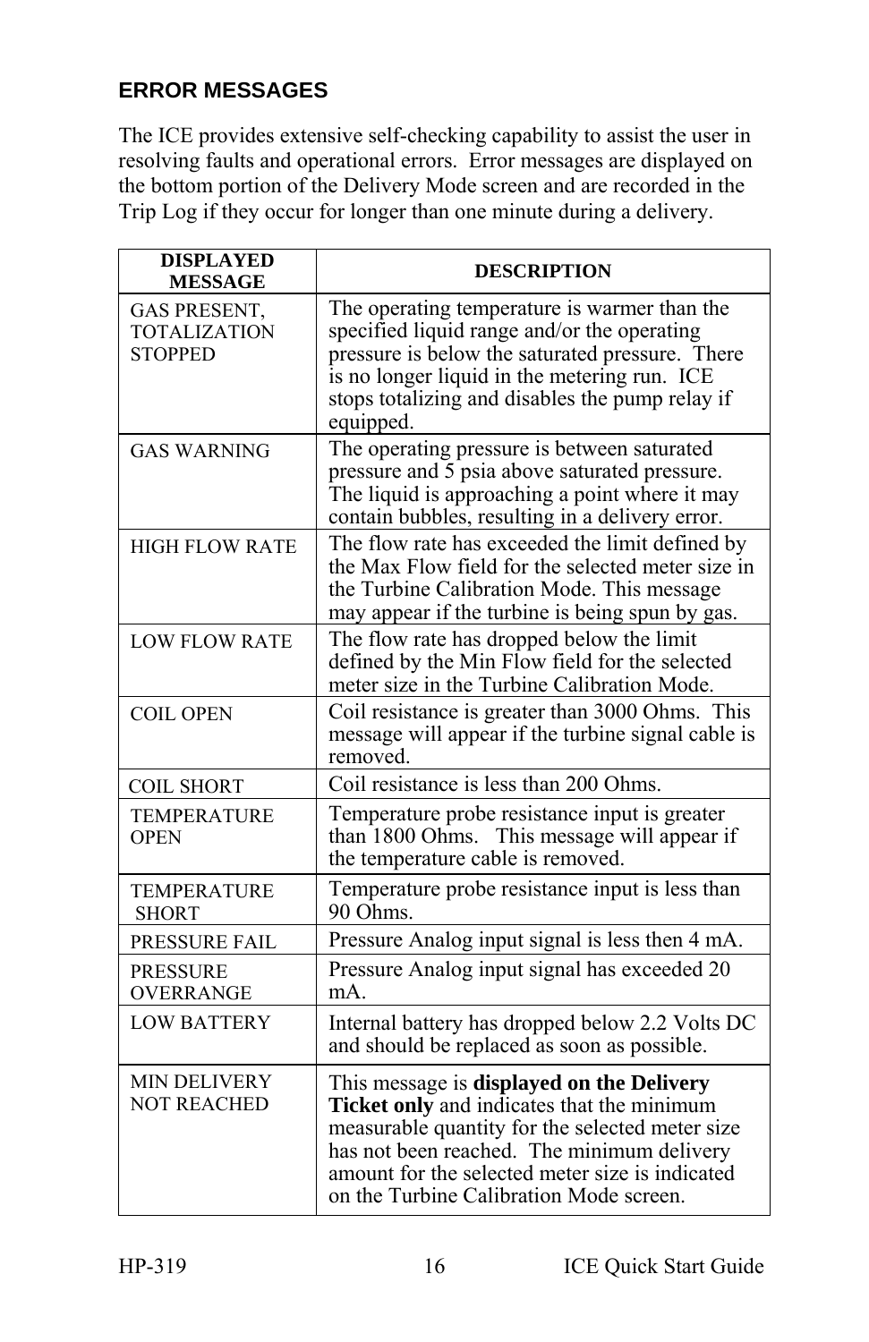## ERROR MESSAGES

The ICE provides extensive self-checking capability to assist the user in resolving faults and operational errors. Error messages are displayed on the bottom portion of the Delivery Mode screen and are recorded in the Trip Log if they occur for longer than one minute during a delivery.

| DISPLAYED MESSAGE | DESCRIPTION |
|---|---|
| GAS PRESENT, TOTALIZATION STOPPED | The operating temperature is warmer than the specified liquid range and/or the operating pressure is below the saturated pressure. There is no longer liquid in the metering run. ICE stops totalizing and disables the pump relay if equipped. |
| GAS WARNING | The operating pressure is between saturated pressure and 5 psia above saturated pressure. The liquid is approaching a point where it may contain bubbles, resulting in a delivery error. |
| HIGH FLOW RATE | The flow rate has exceeded the limit defined by the Max Flow field for the selected meter size in the Turbine Calibration Mode. This message may appear if the turbine is being spun by gas. |
| LOW FLOW RATE | The flow rate has dropped below the limit defined by the Min Flow field for the selected meter size in the Turbine Calibration Mode. |
| COIL OPEN | Coil resistance is greater than 3000 Ohms. This message will appear if the turbine signal cable is removed. |
| COIL SHORT | Coil resistance is less than 200 Ohms. |
| TEMPERATURE OPEN | Temperature probe resistance input is greater than 1800 Ohms. This message will appear if the temperature cable is removed. |
| TEMPERATURE SHORT | Temperature probe resistance input is less than 90 Ohms. |
| PRESSURE FAIL | Pressure Analog input signal is less then 4 mA. |
| PRESSURE OVERRANGE | Pressure Analog input signal has exceeded 20 mA. |
| LOW BATTERY | Internal battery has dropped below 2.2 Volts DC and should be replaced as soon as possible. |
| MIN DELIVERY NOT REACHED | This message is **displayed on the Delivery Ticket only** and indicates that the minimum measurable quantity for the selected meter size has not been reached. The minimum delivery amount for the selected meter size is indicated on the Turbine Calibration Mode screen. |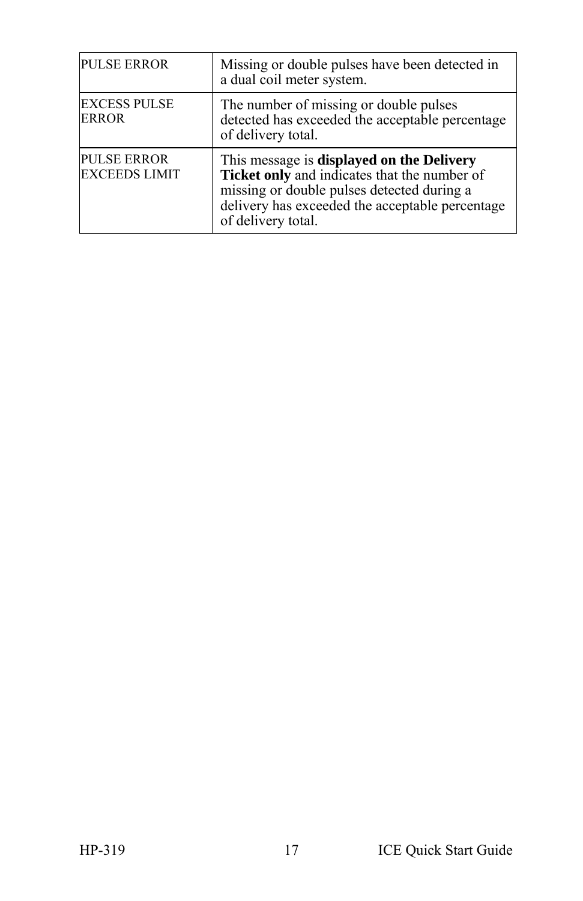| PULSE ERROR | Missing or double pulses have been detected in a dual coil meter system. |
|---|---|
| EXCESS PULSE ERROR | The number of missing or double pulses detected has exceeded the acceptable percentage of delivery total. |
| PULSE ERROR EXCEEDS LIMIT | This message is **displayed on the Delivery Ticket only** and indicates that the number of missing or double pulses detected during a delivery has exceeded the acceptable percentage of delivery total. |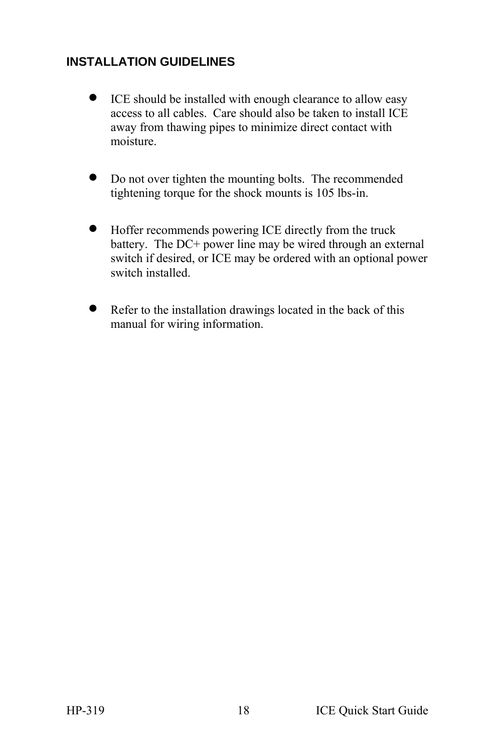## INSTALLATION GUIDELINES

- ICE should be installed with enough clearance to allow easy access to all cables. Care should also be taken to install ICE away from thawing pipes to minimize direct contact with moisture.

- Do not over tighten the mounting bolts. The recommended tightening torque for the shock mounts is 105 lbs-in.

- Hoffer recommends powering ICE directly from the truck battery. The DC+ power line may be wired through an external switch if desired, or ICE may be ordered with an optional power switch installed.

- Refer to the installation drawings located in the back of this manual for wiring information.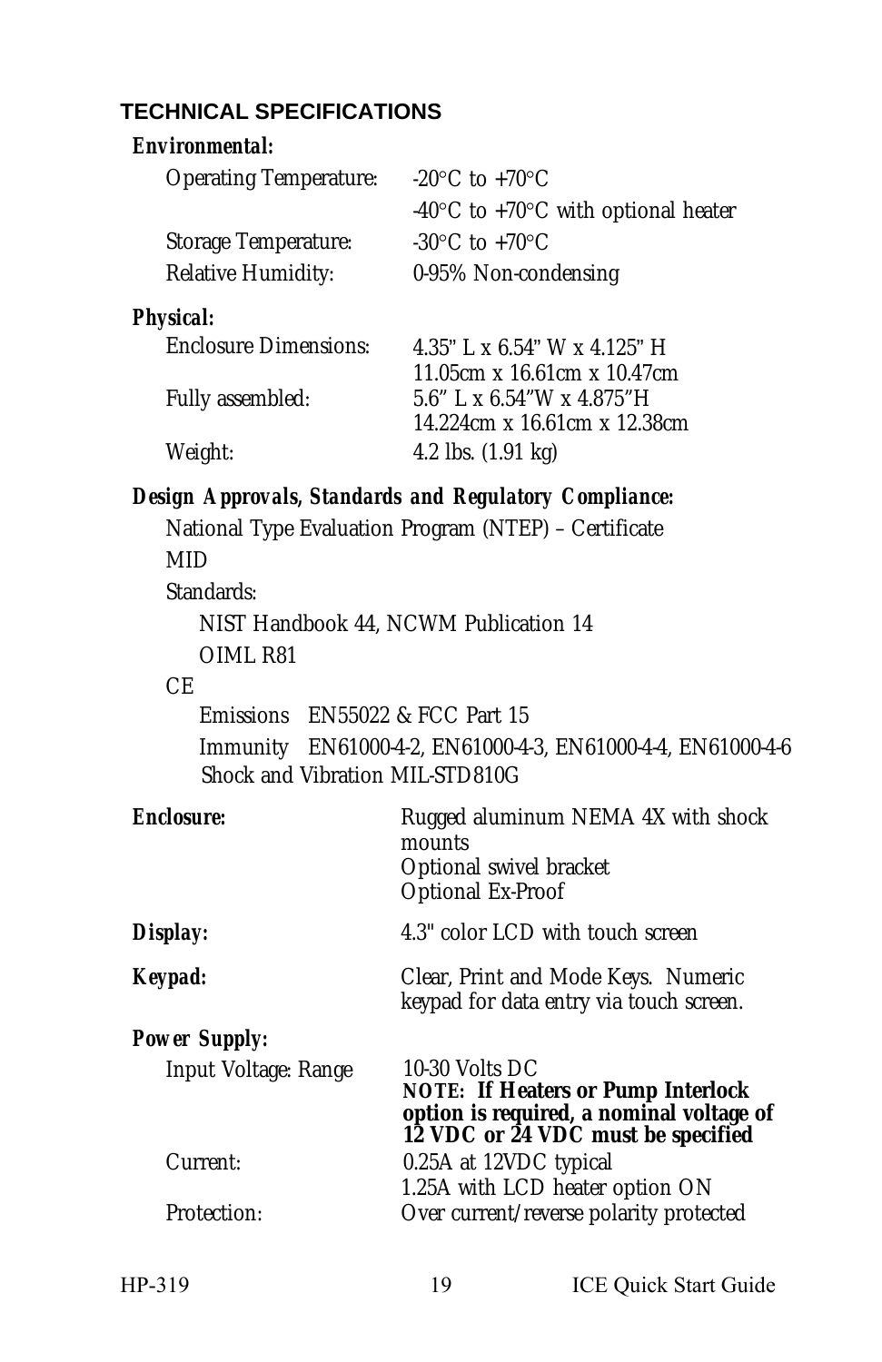## TECHNICAL SPECIFICATIONS

***Environmental:***

| | |
|---|---|
| Operating Temperature: | -20°C to +70°C |
| | -40°C to +70°C with optional heater |
| Storage Temperature: | -30°C to +70°C |
| Relative Humidity: | 0-95% Non-condensing |

***Physical:***

| | |
|---|---|
| Enclosure Dimensions: | 4.35" L x 6.54" W x 4.125" H<br>11.05cm x 16.61cm x 10.47cm |
| Fully assembled: | 5.6" L x 6.54"W x 4.875"H<br>14.224cm x 16.61cm x 12.38cm |
| Weight: | 4.2 lbs. (1.91 kg) |

***Design Approvals, Standards and Regulatory Compliance:***

National Type Evaluation Program (NTEP) – Certificate

MID

Standards:

- NIST Handbook 44, NCWM Publication 14
- OIML R81

CE

- Emissions EN55022 & FCC Part 15
- Immunity EN61000-4-2, EN61000-4-3, EN61000-4-4, EN61000-4-6
- Shock and Vibration MIL-STD810G

| | |
|---|---|
| ***Enclosure:*** | Rugged aluminum NEMA 4X with shock mounts<br>Optional swivel bracket<br>Optional Ex-Proof |
| ***Display:*** | 4.3" color LCD with touch screen |
| ***Keypad:*** | Clear, Print and Mode Keys. Numeric keypad for data entry via touch screen. |

***Power Supply:***

| | |
|---|---|
| Input Voltage: Range | 10-30 Volts DC<br>**NOTE: If Heaters or Pump Interlock option is required, a nominal voltage of 12 VDC or 24 VDC must be specified** |
| Current: | 0.25A at 12VDC typical<br>1.25A with LCD heater option ON |
| Protection: | Over current/reverse polarity protected |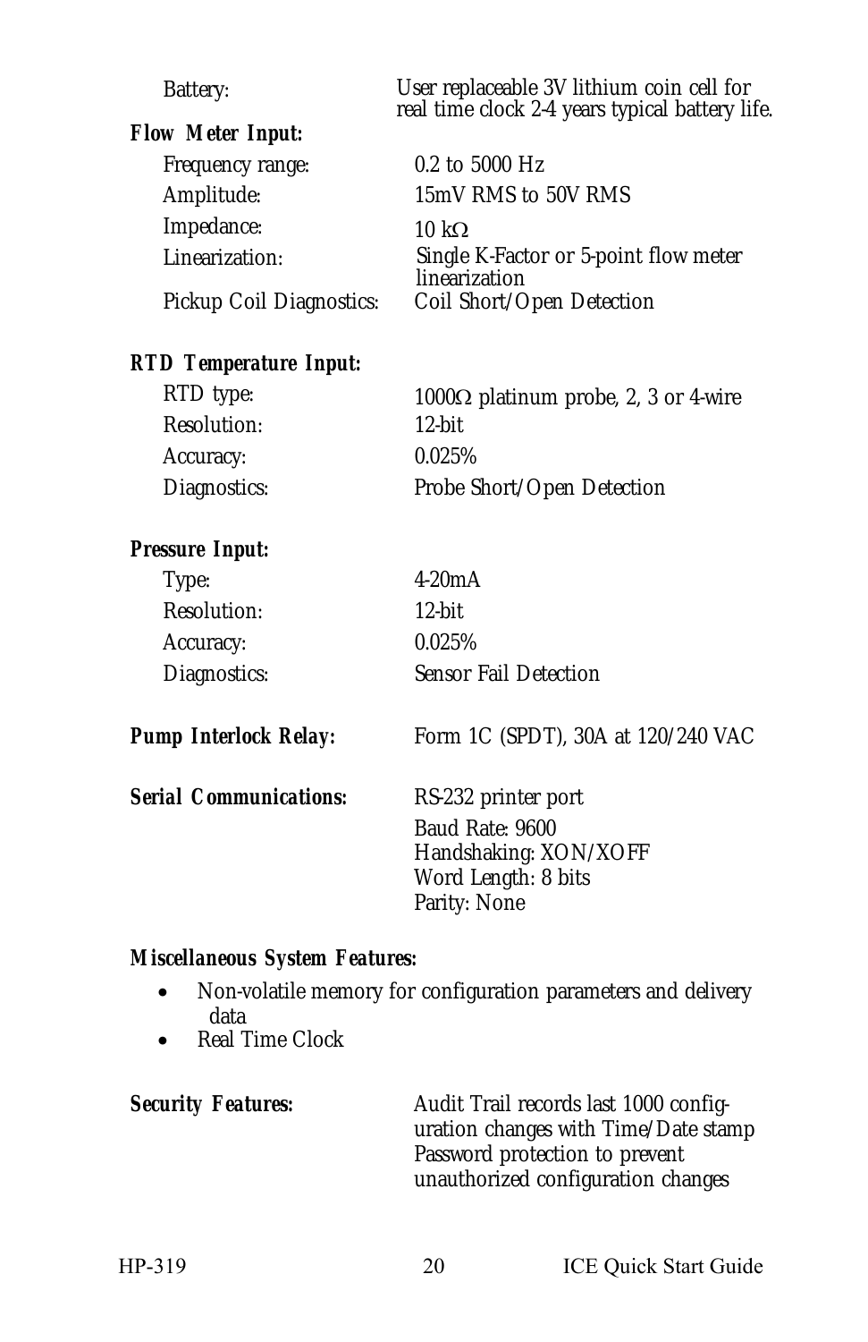Battery: User replaceable 3V lithium coin cell for real time clock 2-4 years typical battery life.

***Flow Meter Input:***

| | |
|---|---|
| Frequency range: | 0.2 to 5000 Hz |
| Amplitude: | 15mV RMS to 50V RMS |
| Impedance: | 10 kΩ |
| Linearization: | Single K-Factor or 5-point flow meter linearization |
| Pickup Coil Diagnostics: | Coil Short/Open Detection |

***RTD Temperature Input:***

| | |
|---|---|
| RTD type: | 1000Ω platinum probe, 2, 3 or 4-wire |
| Resolution: | 12-bit |
| Accuracy: | 0.025% |
| Diagnostics: | Probe Short/Open Detection |

***Pressure Input:***

| | |
|---|---|
| Type: | 4-20mA |
| Resolution: | 12-bit |
| Accuracy: | 0.025% |
| Diagnostics: | Sensor Fail Detection |

***Pump Interlock Relay:*** Form 1C (SPDT), 30A at 120/240 VAC

***Serial Communications:*** RS-232 printer port

Baud Rate: 9600
Handshaking: XON/XOFF
Word Length: 8 bits
Parity: None

***Miscellaneous System Features:***

- Non-volatile memory for configuration parameters and delivery data
- Real Time Clock

***Security Features:*** Audit Trail records last 1000 configuration changes with Time/Date stamp
Password protection to prevent unauthorized configuration changes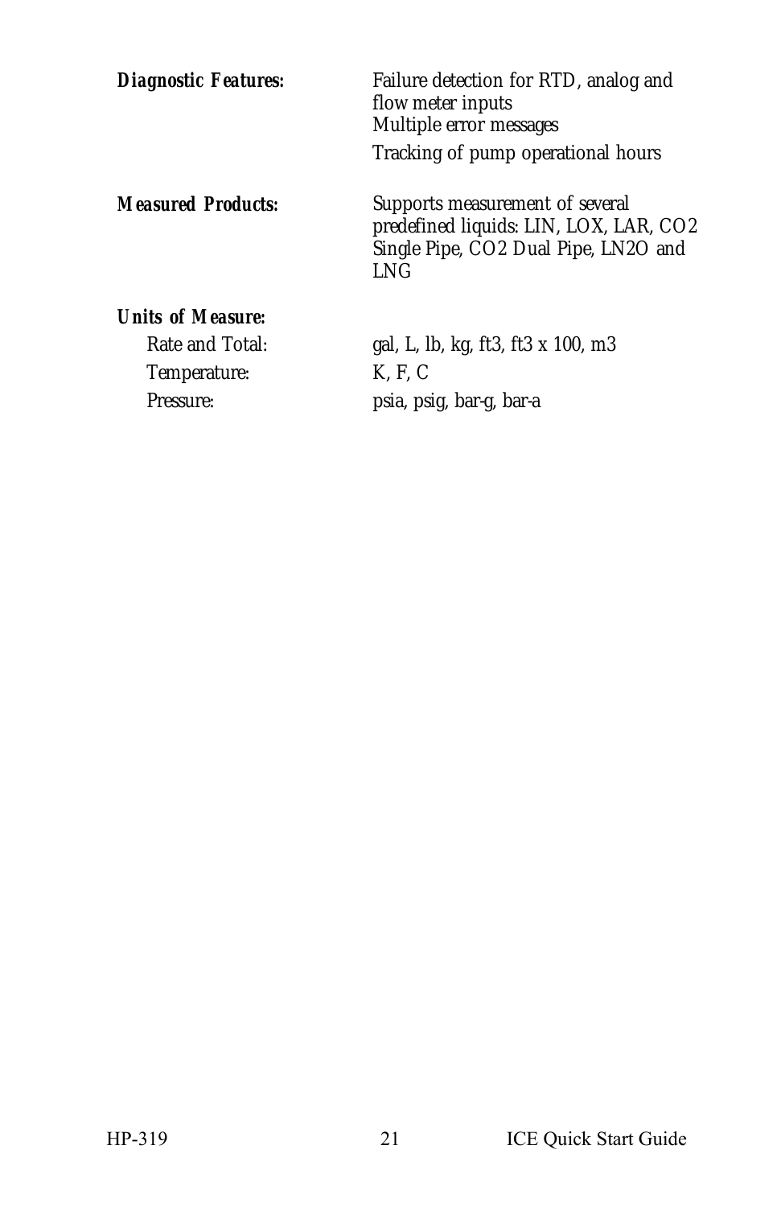***Diagnostic Features:*** Failure detection for RTD, analog and flow meter inputs
Multiple error messages
Tracking of pump operational hours

***Measured Products:*** Supports measurement of several predefined liquids: LIN, LOX, LAR, CO2 Single Pipe, CO2 Dual Pipe, LN2O and LNG

***Units of Measure:***

- Rate and Total: gal, L, lb, kg, ft3, ft3 x 100, m3
- Temperature: K, F, C
- Pressure: psia, psig, bar-g, bar-a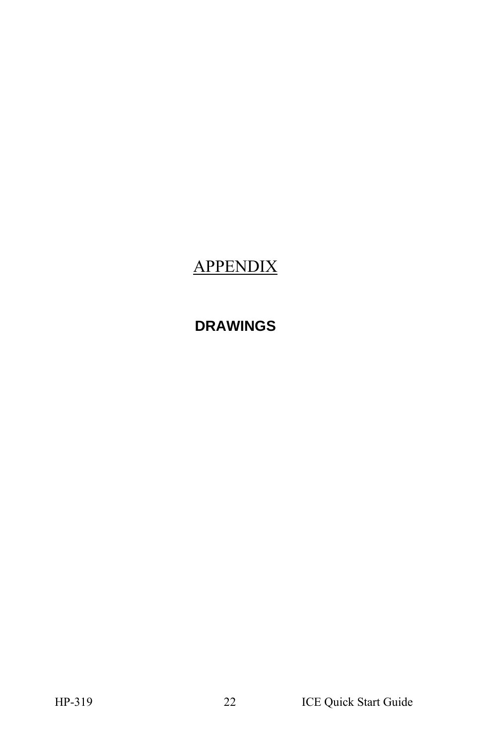# APPENDIX

## DRAWINGS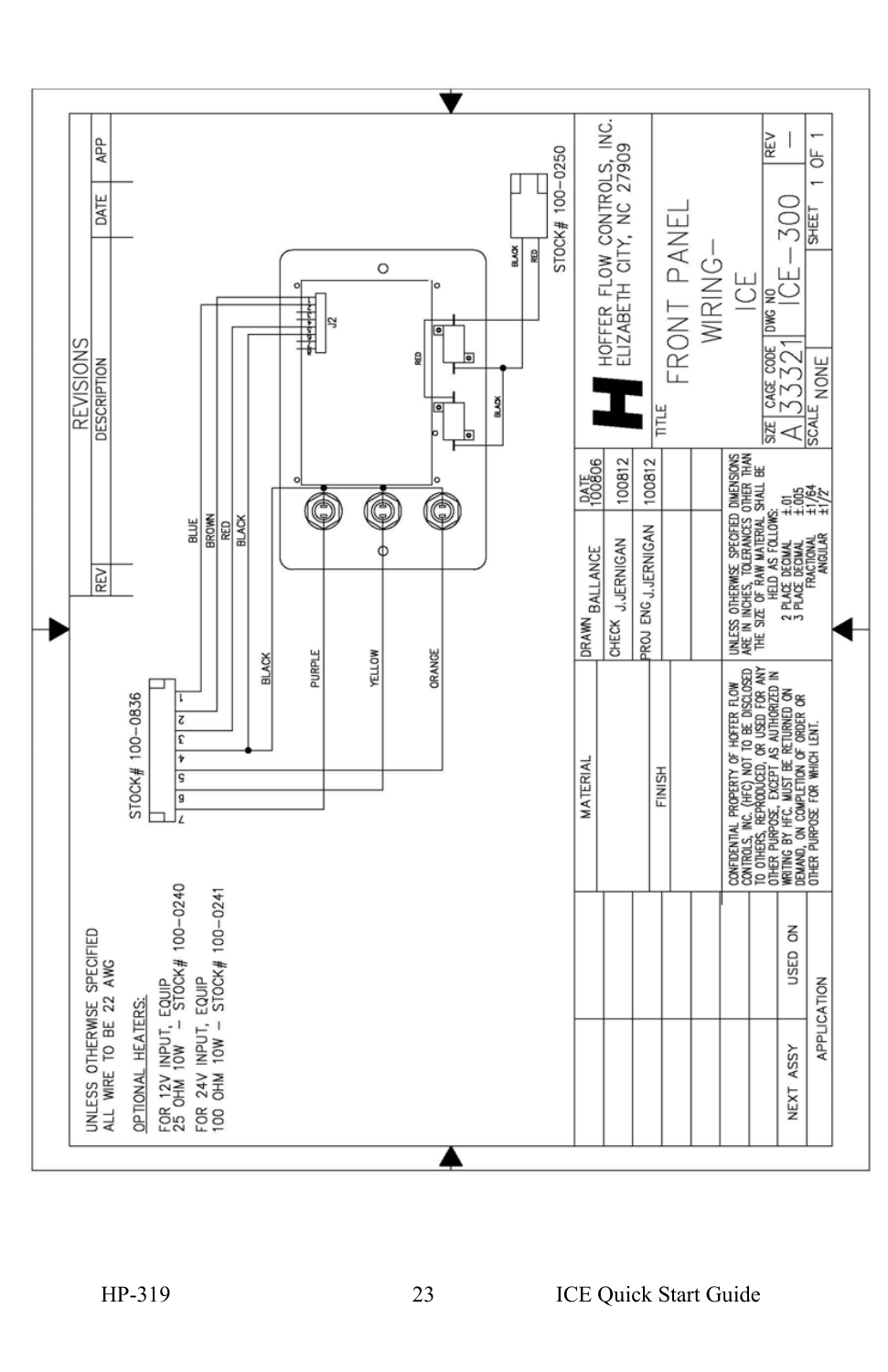UNLESS OTHERWISE SPECIFIED
ALL WIRE TO BE 22 AWG

OPTIONAL HEATERS:

FOR 12V INPUT, EQUIP
25 OHM 10W – STOCK# 100-0240

FOR 24V INPUT, EQUIP
100 OHM 10W – STOCK# 100-0241

STOCK# 100-0836

STOCK# 100-0250

BLUE, BROWN, RED, BLACK, BLACK, PURPLE, YELLOW, ORANGE, RED, BLACK, J2

## REVISIONS

| REV | DESCRIPTION | DATE | APP |
|---|---|---|---|
| | | | |

HOFFER FLOW CONTROLS, INC.
ELIZABETH CITY, NC 27909

TITLE: FRONT PANEL WIRING– ICE

| | | DATE |
|---|---|---|
| DRAWN | BALLANCE | 100806 |
| CHECK | J.JERNIGAN | 100812 |
| PROJ ENG | J.JERNIGAN | 100812 |

MATERIAL

FINISH

UNLESS OTHERWISE SPECIFED DIMENSIONS ARE IN INCHES, TOLERANCES OTHER THAN THE SIZE OF RAW MATERIAL SHALL BE HELD AS FOLLOWS:

| | |
|---|---|
| 2 PLACE DECIMAL | ±.01 |
| 3 PLACE DECIMAL | ±.005 |
| FRACTIONAL | ±1/64 |
| ANGULAR | ±1/2° |

CONFIDENTIAL PROPERTY OF HOFFER FLOW CONTROLS, INC. (HFC) NOT TO BE DISCLOSED TO OTHERS, REPRODUCED, OR USED FOR ANY OTHER PURPOSE, EXCEPT AS AUTHORIZED IN WRITING BY HFC. MUST BE RETURNED ON DEMAND, ON COMPLETION OF ORDER OR OTHER PURPOSE FOR WHICH LENT.

| NEXT ASSY | USED ON |
|---|---|
| APPLICATION | |

| SIZE | CAGE CODE | DWG NO | REV |
|---|---|---|---|
| A | 33321 | ICE-300 | – |
| SCALE | NONE | SHEET | 1 OF 1 |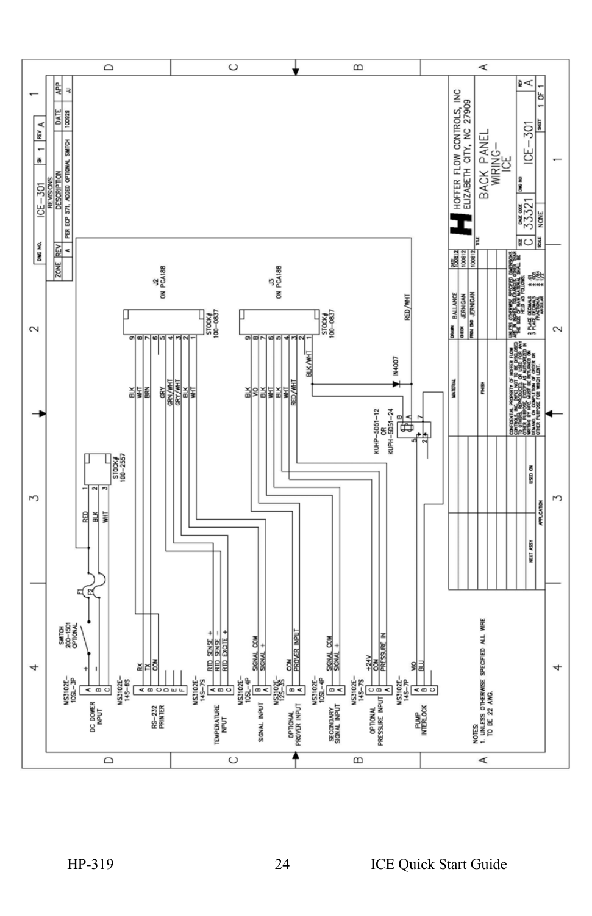| DWG NO. | ICE-301 | SH | 1 | REV | A |
|---|---|---|---|---|---|

**REVISIONS**

| ZONE | REV | DESCRIPTION | DATE | APP |
|---|---|---|---|---|
| | A | PER ECP 571, ADDED OPTIONAL SWITCH | 100929 | JJ |

MS3102E-10SL-3P — DC POWER INPUT
- A: + (RED)
- B: − (BLK)
- C: (WHT)

SWITCH 200-1501 OPTIONAL; F1, F2; STOCK# 100-2557 (1 RED, 2 BLK, 3 WHT)

MS3102E-14S-6S — RS-232 PRINTER
- A: RX
- B: TX
- C: COM
- D
- E
- F

MS3102E-14S-7S — TEMPERATURE INPUT
- A: RTD SENSE +
- B: RTD SENSE −
- C: RTD EXCITE +

MS3102E-10SL-4P — SIGNAL INPUT
- B: SIGNAL COM
- A: SIGNAL +

MS3102E-12S-3S — OPTIONAL PROVER INPUT
- B: COM
- A: PROVER INPUT

MS3102E-10SL-4P — SECONDARY SIGNAL INPUT
- B: SIGNAL COM
- A: SIGNAL +

MS3102E-14S-7S — OPTIONAL PRESSURE INPUT
- C: +24V
- B: COM
- A: PRESSURE IN

MS3102E-14S-7P — PUMP INTERLOCK
- A: VIO
- B: BLU
- C

J2 ON PCA188 — STOCK# 100-0837
- 9: BLK
- 8: WHT
- 7: BRN
- 6
- 5: GRY
- 4: GRN/WHT
- 3: GRY/WHT
- 2: BLK
- 1: WHT

J3 ON PCA188 — STOCK# 100-0837
- 9: BLK
- 8: VIO
- 7: BLK
- 6: WHT
- 5: BLK
- 4: RED/WHT
- 3
- 2
- 1: BLK/WHT

KUHP-5051-12 OR KUPH-5051-24; IN4007; RED/WHT

NOTES:
1. UNLESS OTHERWISE SPECIFIED ALL WIRE TO BE 22 AWG.

| DRAWN | BALLANCE | DATE 100812 |
|---|---|---|
| CHECK | JERNIGAN | 100812 |
| PROJ ENG | JERNIGAN | 100812 |

MATERIAL; FINISH

UNLESS OTHERWISE SPECIFIED DIMENSIONS ARE IN INCHES. TOLERANCES OTHER THAN THE SIZE OF RAW MATERIAL SHALL BE HELD AS FOLLOWS: 2 PLACE DECIMALS ±.03, 3 PLACE DECIMALS ±.005, FRACTIONAL ±1/64, ANGULAR ±1/2°

CONFIDENTIAL PROPERTY OF HOFFER FLOW CONTROLS, INC. (HFC) NOT TO BE DISCLOSED TO OTHERS, REPRODUCED OR USED FOR ANY OTHER PURPOSE, EXCEPT AS AUTHORIZED IN WRITING BY HFC. MUST BE RETURNED ON DEMAND, ON COMPLETION OF ORDER OR OTHER PURPOSE FOR WHICH LENT.

NEXT ASSY | USED ON | APPLICATION

HOFFER FLOW CONTROLS, INC
ELIZABETH CITY, NC 27909

TITLE: BACK PANEL WIRING–ICE

| SIZE | CAGE CODE | DWG NO | REV |
|---|---|---|---|
| C | 33321 | ICE-301 | A |
| SCALE | NONE | SHEET | 1 OF 1 |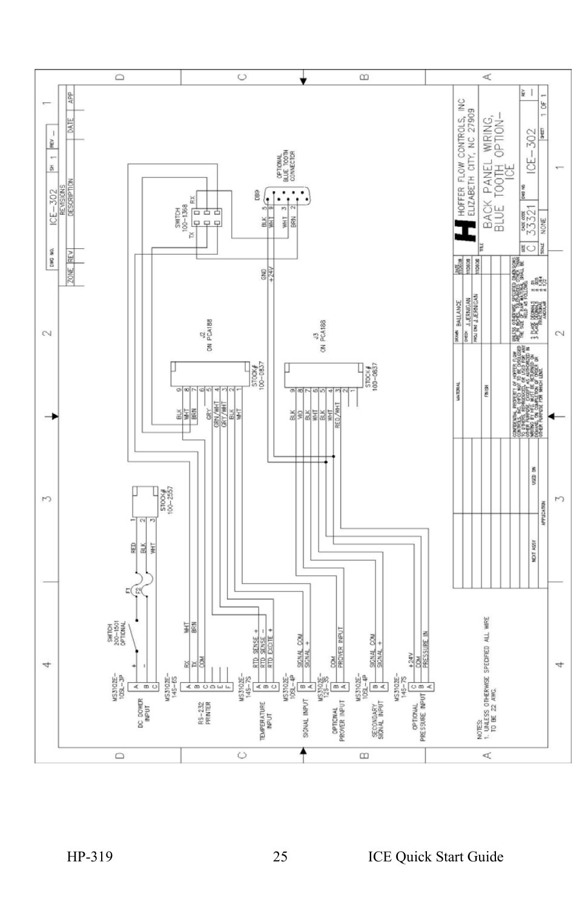DWG NO. ICE-302 SH 1 REV –

| ZONE | REV | DESCRIPTION | DATE | APP |
| --- | --- | --- | --- | --- |
| | | REVISIONS | | |

HOFFER FLOW CONTROLS, INC
ELIZABETH CITY, NC 27909

TITLE: BACK PANEL WIRING, BLUE TOOTH OPTION– ICE

| SIZE | CAGE CODE | DWG NO | REV |
| --- | --- | --- | --- |
| C | 33321 | ICE–302 | – |

SCALE NONE SHEET 1 OF 1

| | | DATE |
| --- | --- | --- |
| DRAWN | BALLANCE | 110608 |
| CHECK | J.JERNIGAN | 110608 |
| PROJ ENG | J.JERNIGAN | 110608 |

MATERIAL

FINISH

UNLESS OTHERWISE SPECIFIED DIMENSIONS ARE IN INCHES. TOLERANCES: 2 PLACE DECIMALS ±.01, 3 PLACE DECIMALS ±.005, FRACTIONAL ±1/64, ANGULAR ±1/2

CONFIDENTIAL PROPERTY OF HOFFER FLOW CONTROLS, INC. (HFC) NOT TO BE DISCLOSED TO OTHERS, REPRODUCED, OR USED FOR ANY OTHER PURPOSE EXCEPT AS AUTHORIZED IN WRITING BY HFC. MUST BE RETURNED ON DEMAND, ON COMPLETION OF ORDER OR OTHER PURPOSE FOR WHICH LENT.

NEXT ASSY | USED ON | APPLICATION

NOTES:
1. UNLESS OTHERWISE SPECIFIED ALL WIRE TO BE 22 AWG.

DC POWER INPUT — MS3102E–10SL–3P: A +, B –, C
SWITCH 200–1501 OPTIONAL; F1, F2; RED, BLK, WHT to STOCK# 100–2557 pins 1, 2, 3

RS–232 PRINTER — MS3102E–14S–6S: A RX (WHT), B TX (BRN), C COM, D, E, F

TEMPERATURE INPUT — MS3102E–14S–7S: A RTD SENSE +, B RTD SENSE –, C RTD EXCITE +

SIGNAL INPUT — MS3102E–10SL–4P: B SIGNAL COM, A SIGNAL +

OPTIONAL PROVER INPUT — MS3102E–12S–3S: B COM, A PROVER INPUT

SECONDARY SIGNAL INPUT — MS3102E–10SL–4P: B SIGNAL COM, A SIGNAL +

OPTIONAL PRESSURE INPUT — MS3102E–14S–7S: C +24V, B COM, A PRESSURE IN

J2 ON PCA188 — STOCK# 100–0837: 9 BLK, 8 WHT, 7 BRN, 6, 5 GRY, 4 GRN/WHT, 3 GRY/WHT, 2 BLK, 1 WHT

J3 ON PCA188 — STOCK# 100–0837: 9 BLK, 8 VIO, 7 BLK, 6 WHT, 5 BLK, 4 WHT, 3 RED/WHT, 2, 1

SWITCH 100–1368: TX, RX

DB9 OPTIONAL BLUE TOOTH CONNECTOR: 5 BLK, 9 WHT, 3 WHT, 2 BRN; GND, +24V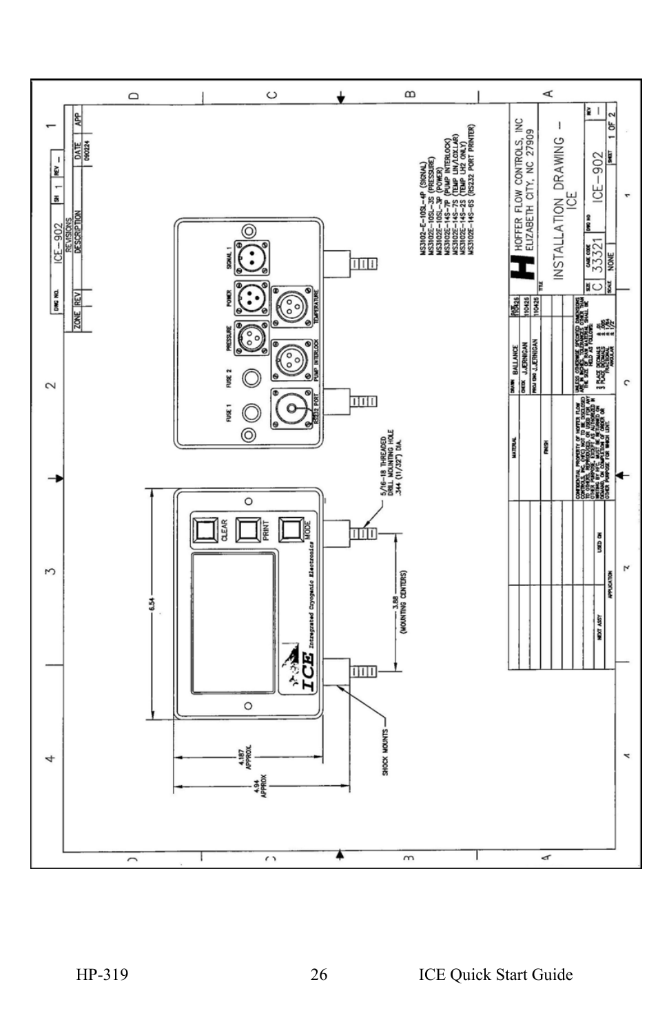| DWG NO. | ICE-902 | SH 1 | REV – |
|---|---|---|---|

**REVISIONS**

| ZONE | REV | DESCRIPTION | DATE | APP |
|---|---|---|---|---|
| | | | 090224 | |

CLEAR

PRINT

MODE

ICE Intergrated Cryogenic Electronics

6.54

3.88 (MOUNTING CENTERS)

5/16-18 THREADED DRILL MOUNTING HOLE .344 (11/32") DIA.

SHOCK MOUNTS

4.187 APPROX.

4.94 APPROX.

FUSE 1

FUSE 2

PRESSURE

POWER

SIGNAL 1

RS232 PORT

PUMP INTERLOCK

TEMPERATURE

MS3102-E-10SL-4P (SIGNAL)
MS3102E-10SL-3S (PRESSURE)
MS3102E-10SL-3P (POWER)
MS3102E-14S-7P (PUMP INTERLOCK)
MS3102E-14S-7S (TEMP LIN/LOX/LAR)
MS3102E-14S-2S (TEMP LH2 ONLY)
MS3102E-14S-6S (RS232 PORT PRINTER)

| | | DATE |
|---|---|---|
| DRAWN | BALLANCE | 10426 |
| CHECK | J.JERNIGAN | 10426 |
| PROJ ENG | J.JERNIGAN | 10426 |

MATERIAL

FINISH

UNLESS OTHERWISE SPECIFIED DIMENSIONS ARE IN INCHES. TOLERANCES OTHER THAN THE SIZE OF THE RAW MATERIAL SHALL BE HELD AS FOLLOWS:
2 PLACE DECIMALS ± .005
3 PLACE DECIMALS ± .005
FRACTIONAL ± 1/64
ANGULAR ± 1/2°

CONFIDENTIAL PROPERTY OF HOFFER FLOW CONTROLS, INC. (HFC) NOT TO BE DISCLOSED TO OTHERS, REPRODUCED, OR USED FOR ANY OTHER PURPOSE, EXCEPT AS AUTHORIZED IN WRITING BY HFC. MUST BE RETURNED ON DEMAND, OR COMPLETION OF ORDER OR OTHER PURPOSE FOR WHICH LENT.

| NEXT ASSY | USED ON |
|---|---|
| APPLICATION | |

HOFFER FLOW CONTROLS, INC
ELIZABETH CITY, NC 27909

TITLE: INSTALLATION DRAWING – ICE

| SIZE | CAGE CODE | DWG NO | REV |
|---|---|---|---|
| C | 33321 | ICE-902 | – |
| SCALE | NONE | | SHEET 1 OF 2 |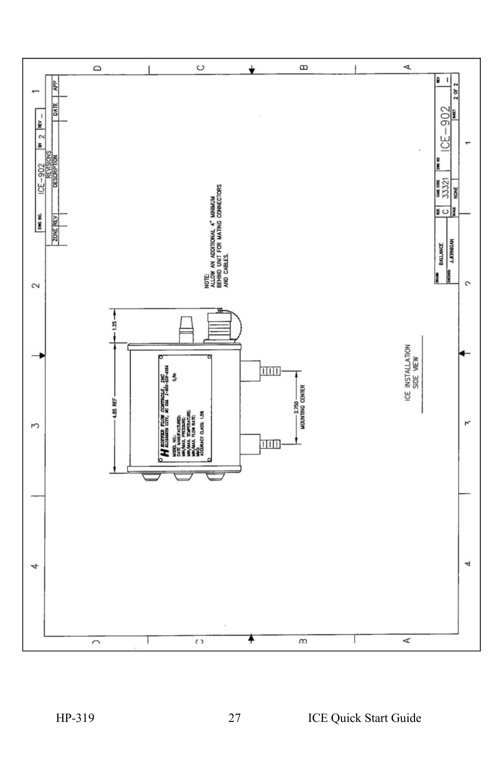NOTE:
ALLOW AN ADDITIONAL 4" MINIMUM
BEHIND UNIT FOR MATING CONNECTORS
AND CABLES.

1.25

4.85 REF

2.750
MOUNTING CENTER

HOFFER FLOW CONTROLS, INC
ELIZABETH CITY, NC USA 1-800-628-4584

MODEL NO.:
DATE MANUFACTURED:
MIN/MAX. PRESSURE:
MIN/MAX. TEMPERATURE:
MIN/MAX. FLOW RATE:
MAO:
ACCURACY CLASS: 1.5%

S/N:

ICE INSTALLATION
SIDE VIEW

| DWG NO. | ICE-902 | SH 2 | REV – |
|---|---|---|---|
| REVISIONS | | | |
| ZONE | REV | DESCRIPTION | DATE | APP |

| | | | | | |
|---|---|---|---|---|---|
| DRAWN | BALLANCE | SIZE C | CAGE CODE 33321 | DWG NO ICE-902 | REV – |
| CHECKED | J.JERNIGAN | SCALE NONE | | | SHEET 2 OF 2 |